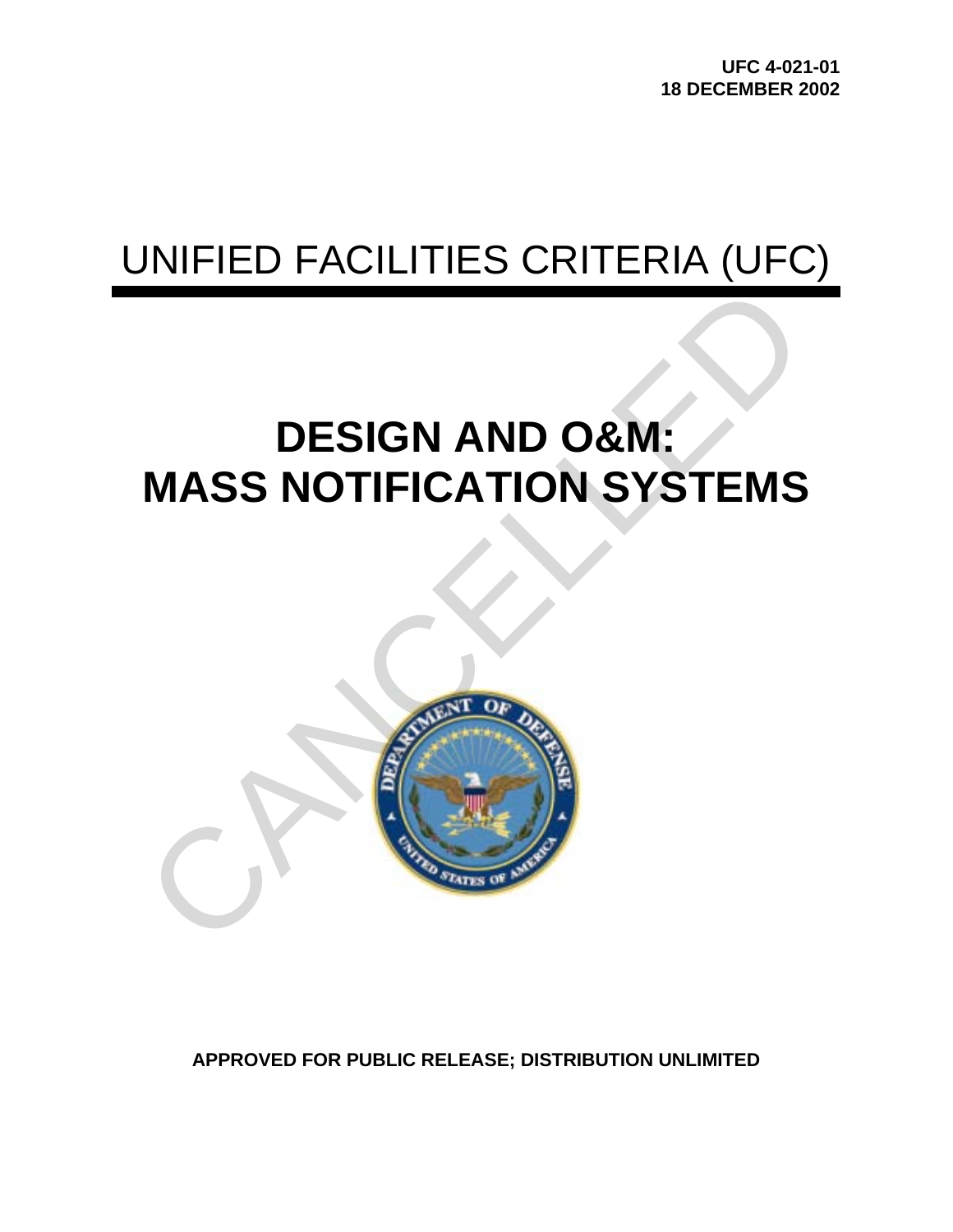UFC 4-021-01
18 DECEMBER 2002

# UNIFIED FACILITIES CRITERIA (UFC)

# DESIGN AND O&M: MASS NOTIFICATION SYSTEMS

CANCELLED

**APPROVED FOR PUBLIC RELEASE; DISTRIBUTION UNLIMITED**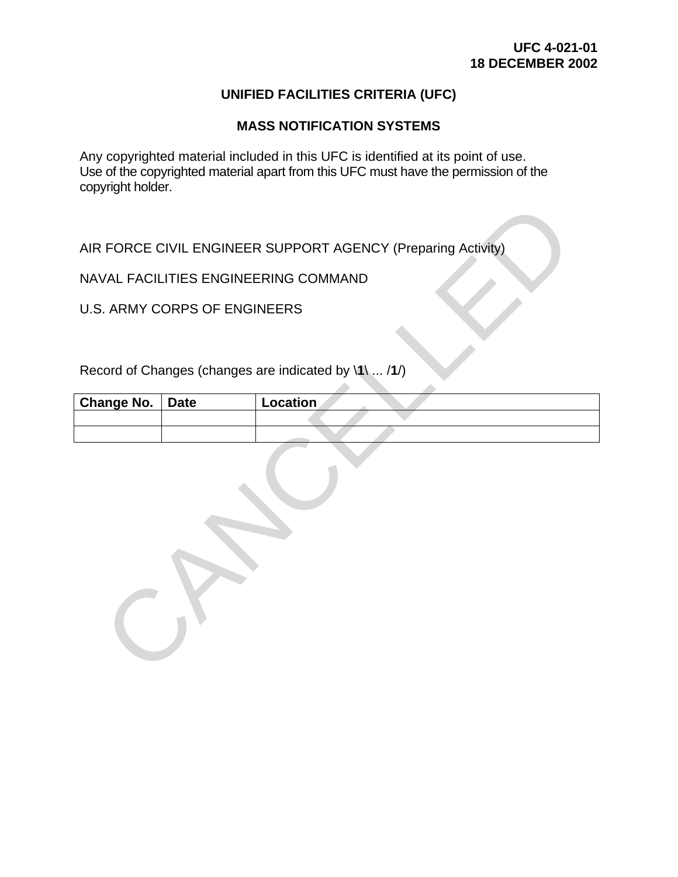**UFC 4-021-01**
**18 DECEMBER 2002**

# UNIFIED FACILITIES CRITERIA (UFC)

## MASS NOTIFICATION SYSTEMS

Any copyrighted material included in this UFC is identified at its point of use. Use of the copyrighted material apart from this UFC must have the permission of the copyright holder.

AIR FORCE CIVIL ENGINEER SUPPORT AGENCY (Preparing Activity)

NAVAL FACILITIES ENGINEERING COMMAND

U.S. ARMY CORPS OF ENGINEERS

Record of Changes (changes are indicated by \**1**\ ... /**1**/)

| **Change No.** | **Date** | **Location** |
|---|---|---|
| | | |
| | | |

CANCELLED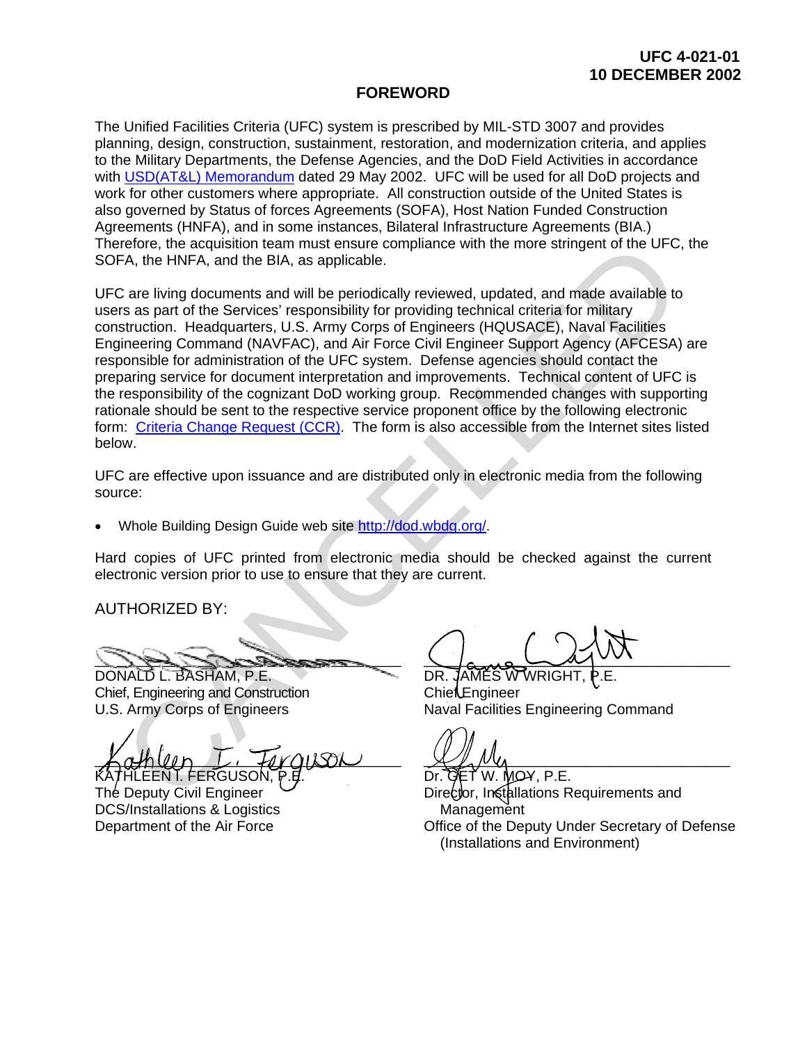## FOREWORD

The Unified Facilities Criteria (UFC) system is prescribed by MIL-STD 3007 and provides planning, design, construction, sustainment, restoration, and modernization criteria, and applies to the Military Departments, the Defense Agencies, and the DoD Field Activities in accordance with [USD(AT&L) Memorandum](#) dated 29 May 2002. UFC will be used for all DoD projects and work for other customers where appropriate. All construction outside of the United States is also governed by Status of forces Agreements (SOFA), Host Nation Funded Construction Agreements (HNFA), and in some instances, Bilateral Infrastructure Agreements (BIA.) Therefore, the acquisition team must ensure compliance with the more stringent of the UFC, the SOFA, the HNFA, and the BIA, as applicable.

UFC are living documents and will be periodically reviewed, updated, and made available to users as part of the Services' responsibility for providing technical criteria for military construction. Headquarters, U.S. Army Corps of Engineers (HQUSACE), Naval Facilities Engineering Command (NAVFAC), and Air Force Civil Engineer Support Agency (AFCESA) are responsible for administration of the UFC system. Defense agencies should contact the preparing service for document interpretation and improvements. Technical content of UFC is the responsibility of the cognizant DoD working group. Recommended changes with supporting rationale should be sent to the respective service proponent office by the following electronic form: [Criteria Change Request (CCR)](#). The form is also accessible from the Internet sites listed below.

UFC are effective upon issuance and are distributed only in electronic media from the following source:

- Whole Building Design Guide web site http://dod.wbdg.org/.

Hard copies of UFC printed from electronic media should be checked against the current electronic version prior to use to ensure that they are current.

AUTHORIZED BY:

DONALD L. BASHAM, P.E.
Chief, Engineering and Construction
U.S. Army Corps of Engineers

DR. JAMES W WRIGHT, P.E.
Chief Engineer
Naval Facilities Engineering Command

KATHLEEN I. FERGUSON, P.E.
The Deputy Civil Engineer
DCS/Installations & Logistics
Department of the Air Force

Dr. GET W. MOY, P.E.
Director, Installations Requirements and Management
Office of the Deputy Under Secretary of Defense (Installations and Environment)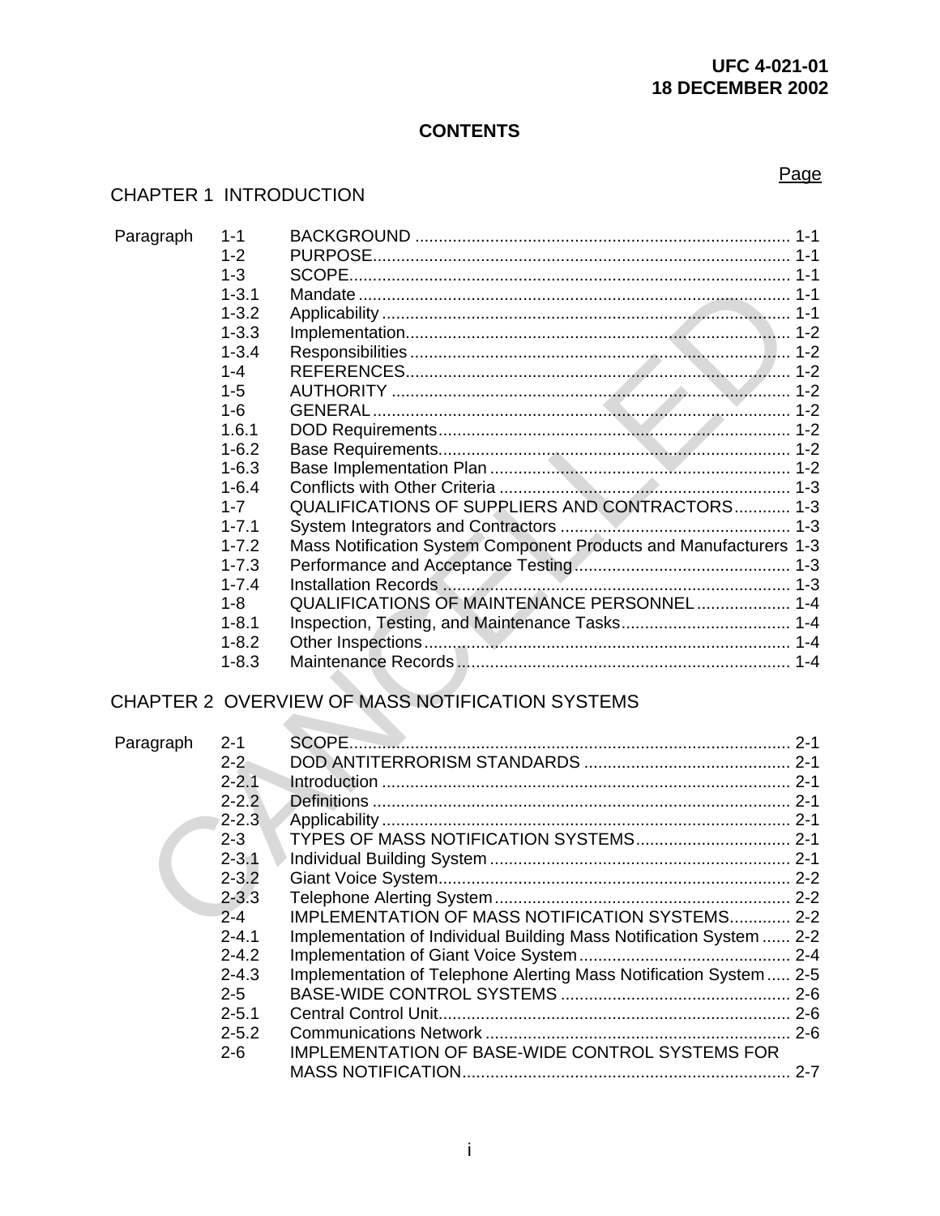# CONTENTS

Page

## CHAPTER 1 INTRODUCTION

| Paragraph | | | Page |
|---|---|---|---|
| | 1-1 | BACKGROUND | 1-1 |
| | 1-2 | PURPOSE | 1-1 |
| | 1-3 | SCOPE | 1-1 |
| | 1-3.1 | Mandate | 1-1 |
| | 1-3.2 | Applicability | 1-1 |
| | 1-3.3 | Implementation | 1-2 |
| | 1-3.4 | Responsibilities | 1-2 |
| | 1-4 | REFERENCES | 1-2 |
| | 1-5 | AUTHORITY | 1-2 |
| | 1-6 | GENERAL | 1-2 |
| | 1.6.1 | DOD Requirements | 1-2 |
| | 1-6.2 | Base Requirements | 1-2 |
| | 1-6.3 | Base Implementation Plan | 1-2 |
| | 1-6.4 | Conflicts with Other Criteria | 1-3 |
| | 1-7 | QUALIFICATIONS OF SUPPLIERS AND CONTRACTORS | 1-3 |
| | 1-7.1 | System Integrators and Contractors | 1-3 |
| | 1-7.2 | Mass Notification System Component Products and Manufacturers | 1-3 |
| | 1-7.3 | Performance and Acceptance Testing | 1-3 |
| | 1-7.4 | Installation Records | 1-3 |
| | 1-8 | QUALIFICATIONS OF MAINTENANCE PERSONNEL | 1-4 |
| | 1-8.1 | Inspection, Testing, and Maintenance Tasks | 1-4 |
| | 1-8.2 | Other Inspections | 1-4 |
| | 1-8.3 | Maintenance Records | 1-4 |

## CHAPTER 2 OVERVIEW OF MASS NOTIFICATION SYSTEMS

| Paragraph | | | Page |
|---|---|---|---|
| | 2-1 | SCOPE | 2-1 |
| | 2-2 | DOD ANTITERRORISM STANDARDS | 2-1 |
| | 2-2.1 | Introduction | 2-1 |
| | 2-2.2 | Definitions | 2-1 |
| | 2-2.3 | Applicability | 2-1 |
| | 2-3 | TYPES OF MASS NOTIFICATION SYSTEMS | 2-1 |
| | 2-3.1 | Individual Building System | 2-1 |
| | 2-3.2 | Giant Voice System | 2-2 |
| | 2-3.3 | Telephone Alerting System | 2-2 |
| | 2-4 | IMPLEMENTATION OF MASS NOTIFICATION SYSTEMS | 2-2 |
| | 2-4.1 | Implementation of Individual Building Mass Notification System | 2-2 |
| | 2-4.2 | Implementation of Giant Voice System | 2-4 |
| | 2-4.3 | Implementation of Telephone Alerting Mass Notification System | 2-5 |
| | 2-5 | BASE-WIDE CONTROL SYSTEMS | 2-6 |
| | 2-5.1 | Central Control Unit | 2-6 |
| | 2-5.2 | Communications Network | 2-6 |
| | 2-6 | IMPLEMENTATION OF BASE-WIDE CONTROL SYSTEMS FOR MASS NOTIFICATION | 2-7 |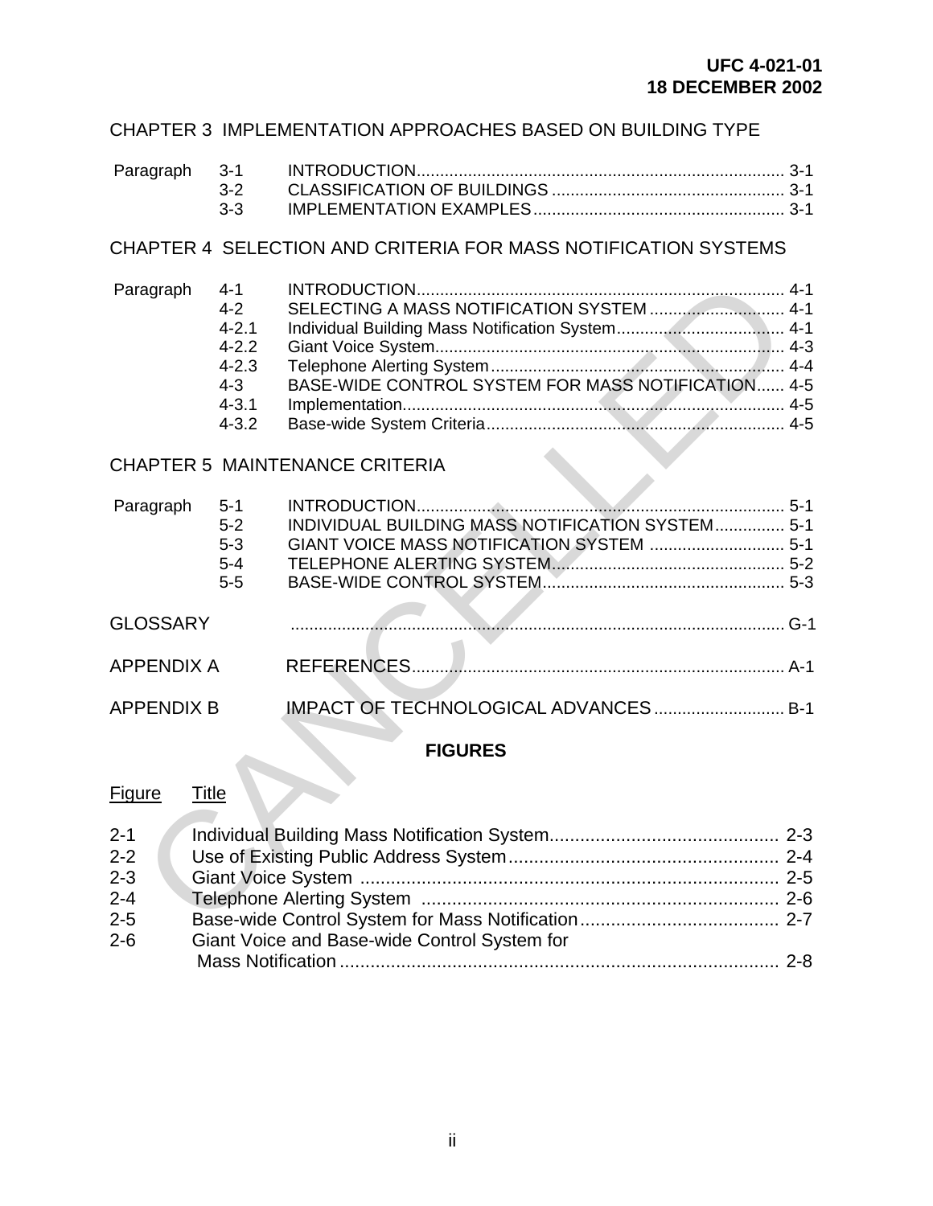CHAPTER 3 IMPLEMENTATION APPROACHES BASED ON BUILDING TYPE

| Paragraph | | | |
|---|---|---|---|
| Paragraph | 3-1 | INTRODUCTION | 3-1 |
| | 3-2 | CLASSIFICATION OF BUILDINGS | 3-1 |
| | 3-3 | IMPLEMENTATION EXAMPLES | 3-1 |

CHAPTER 4 SELECTION AND CRITERIA FOR MASS NOTIFICATION SYSTEMS

| Paragraph | | | |
|---|---|---|---|
| Paragraph | 4-1 | INTRODUCTION | 4-1 |
| | 4-2 | SELECTING A MASS NOTIFICATION SYSTEM | 4-1 |
| | 4-2.1 | Individual Building Mass Notification System | 4-1 |
| | 4-2.2 | Giant Voice System | 4-3 |
| | 4-2.3 | Telephone Alerting System | 4-4 |
| | 4-3 | BASE-WIDE CONTROL SYSTEM FOR MASS NOTIFICATION | 4-5 |
| | 4-3.1 | Implementation | 4-5 |
| | 4-3.2 | Base-wide System Criteria | 4-5 |

CHAPTER 5 MAINTENANCE CRITERIA

| Paragraph | | | |
|---|---|---|---|
| Paragraph | 5-1 | INTRODUCTION | 5-1 |
| | 5-2 | INDIVIDUAL BUILDING MASS NOTIFICATION SYSTEM | 5-1 |
| | 5-3 | GIANT VOICE MASS NOTIFICATION SYSTEM | 5-1 |
| | 5-4 | TELEPHONE ALERTING SYSTEM | 5-2 |
| | 5-5 | BASE-WIDE CONTROL SYSTEM | 5-3 |

GLOSSARY ........ G-1

APPENDIX A REFERENCES ........ A-1

APPENDIX B IMPACT OF TECHNOLOGICAL ADVANCES ........ B-1

**FIGURES**

| Figure | Title | |
|---|---|---|
| 2-1 | Individual Building Mass Notification System | 2-3 |
| 2-2 | Use of Existing Public Address System | 2-4 |
| 2-3 | Giant Voice System | 2-5 |
| 2-4 | Telephone Alerting System | 2-6 |
| 2-5 | Base-wide Control System for Mass Notification | 2-7 |
| 2-6 | Giant Voice and Base-wide Control System for Mass Notification | 2-8 |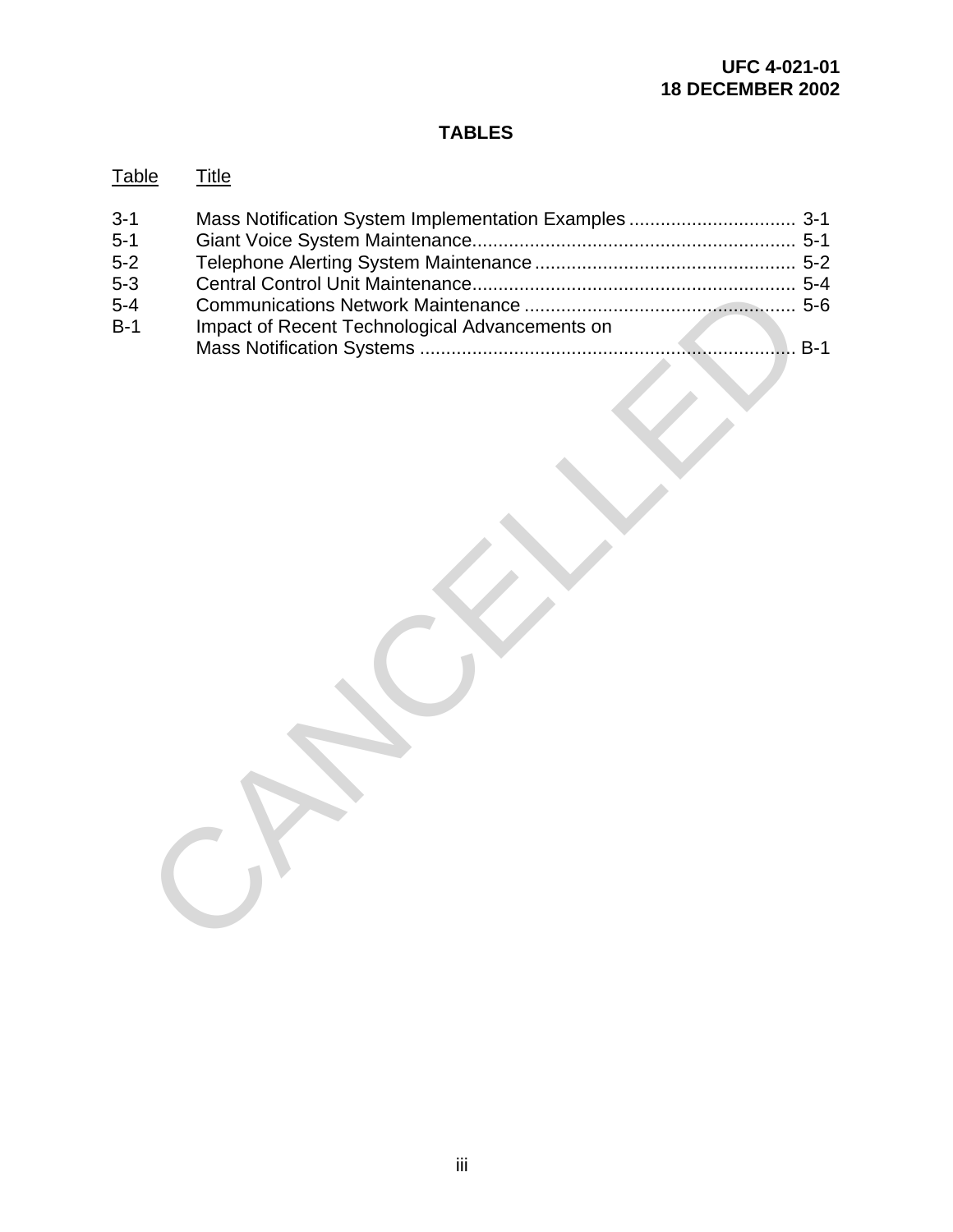# TABLES

| Table | Title | |
|---|---|---|
| 3-1 | Mass Notification System Implementation Examples | 3-1 |
| 5-1 | Giant Voice System Maintenance | 5-1 |
| 5-2 | Telephone Alerting System Maintenance | 5-2 |
| 5-3 | Central Control Unit Maintenance | 5-4 |
| 5-4 | Communications Network Maintenance | 5-6 |
| B-1 | Impact of Recent Technological Advancements on Mass Notification Systems | B-1 |

CANCELLED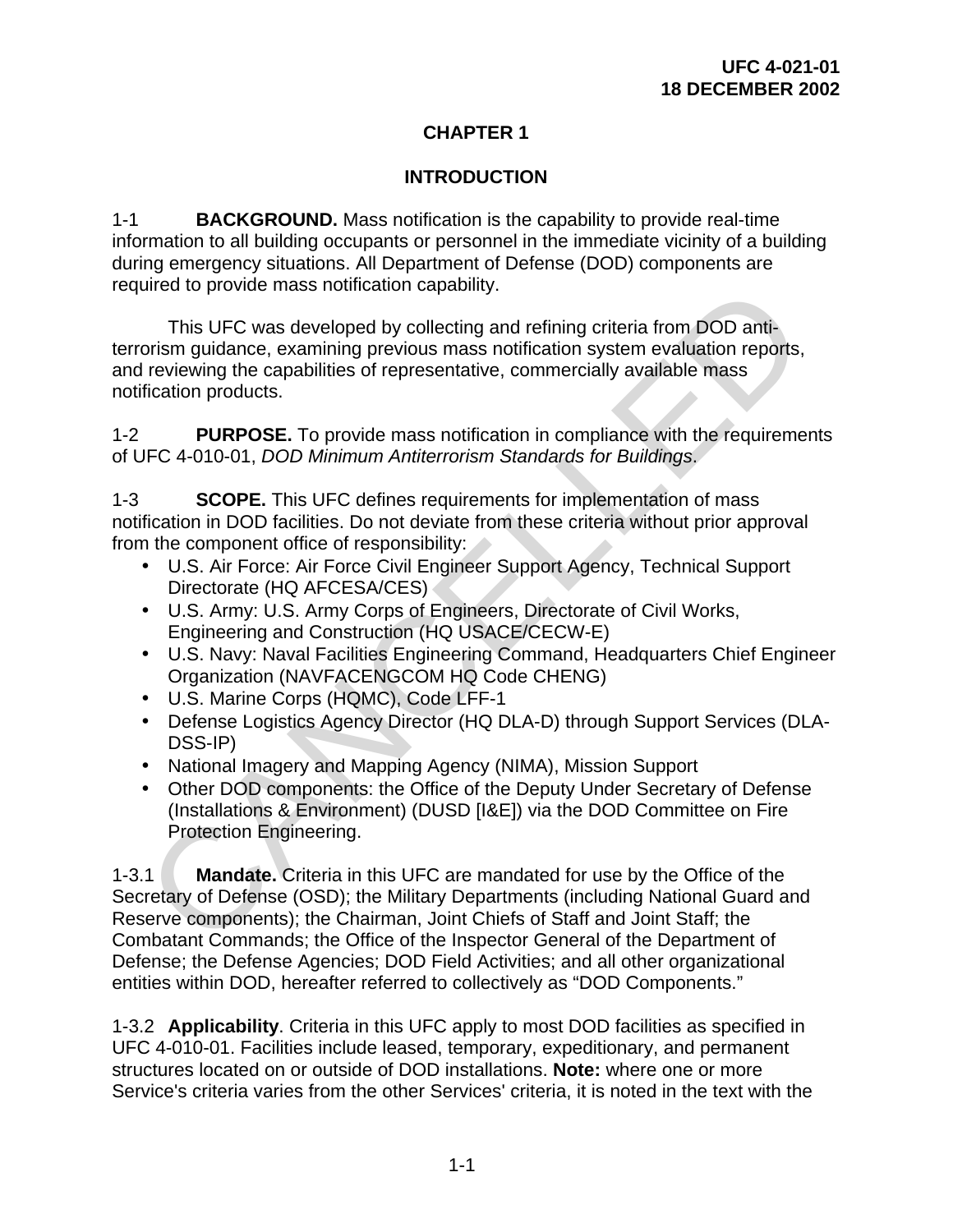# CHAPTER 1

## INTRODUCTION

1-1 **BACKGROUND.** Mass notification is the capability to provide real-time information to all building occupants or personnel in the immediate vicinity of a building during emergency situations. All Department of Defense (DOD) components are required to provide mass notification capability.

This UFC was developed by collecting and refining criteria from DOD anti-terrorism guidance, examining previous mass notification system evaluation reports, and reviewing the capabilities of representative, commercially available mass notification products.

1-2 **PURPOSE.** To provide mass notification in compliance with the requirements of UFC 4-010-01, *DOD Minimum Antiterrorism Standards for Buildings*.

1-3 **SCOPE.** This UFC defines requirements for implementation of mass notification in DOD facilities. Do not deviate from these criteria without prior approval from the component office of responsibility:

- U.S. Air Force: Air Force Civil Engineer Support Agency, Technical Support Directorate (HQ AFCESA/CES)
- U.S. Army: U.S. Army Corps of Engineers, Directorate of Civil Works, Engineering and Construction (HQ USACE/CECW-E)
- U.S. Navy: Naval Facilities Engineering Command, Headquarters Chief Engineer Organization (NAVFACENGCOM HQ Code CHENG)
- U.S. Marine Corps (HQMC), Code LFF-1
- Defense Logistics Agency Director (HQ DLA-D) through Support Services (DLA-DSS-IP)
- National Imagery and Mapping Agency (NIMA), Mission Support
- Other DOD components: the Office of the Deputy Under Secretary of Defense (Installations & Environment) (DUSD [I&E]) via the DOD Committee on Fire Protection Engineering.

1-3.1 **Mandate.** Criteria in this UFC are mandated for use by the Office of the Secretary of Defense (OSD); the Military Departments (including National Guard and Reserve components); the Chairman, Joint Chiefs of Staff and Joint Staff; the Combatant Commands; the Office of the Inspector General of the Department of Defense; the Defense Agencies; DOD Field Activities; and all other organizational entities within DOD, hereafter referred to collectively as "DOD Components."

1-3.2 **Applicability**. Criteria in this UFC apply to most DOD facilities as specified in UFC 4-010-01. Facilities include leased, temporary, expeditionary, and permanent structures located on or outside of DOD installations. **Note:** where one or more Service's criteria varies from the other Services' criteria, it is noted in the text with the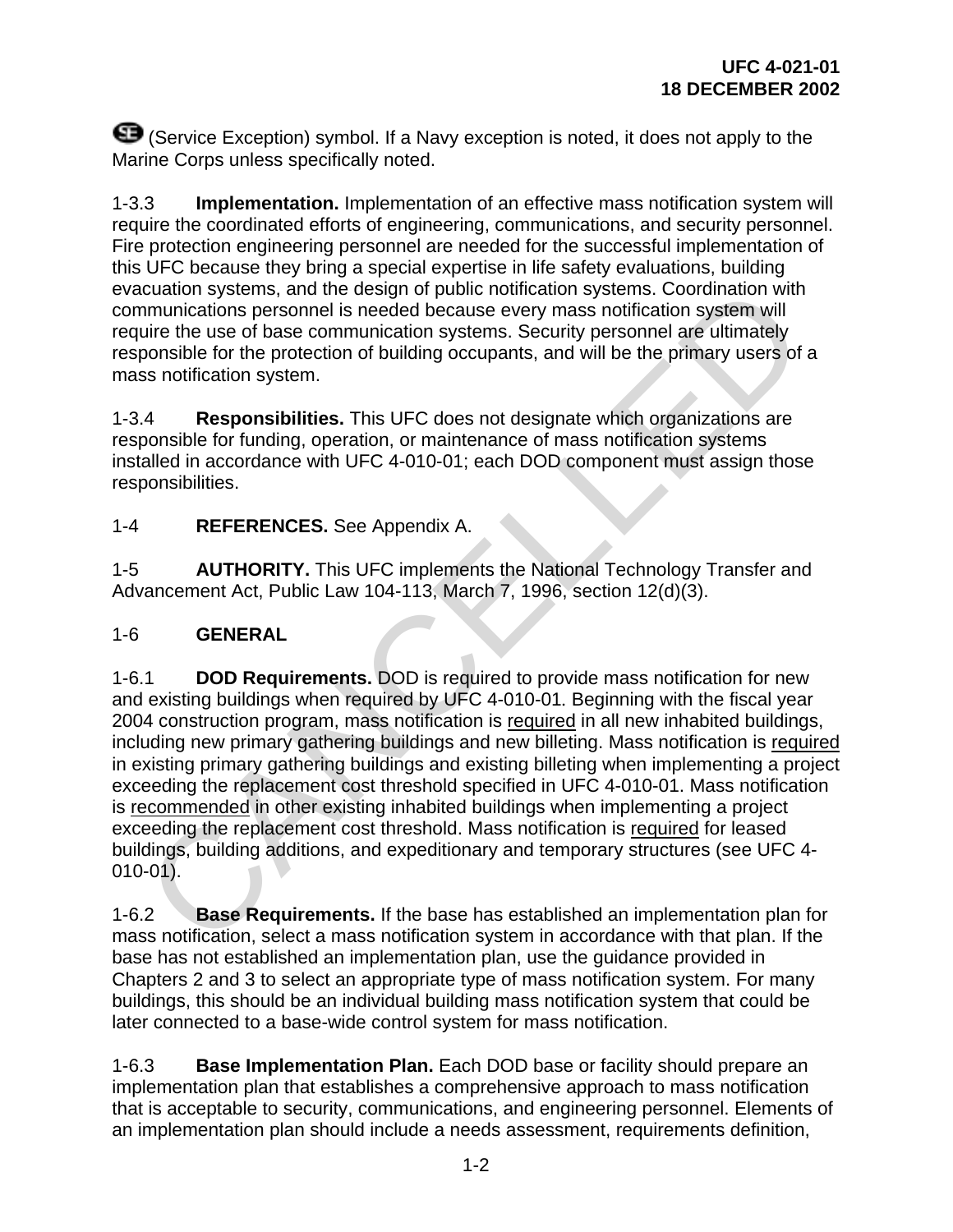(Service Exception) symbol. If a Navy exception is noted, it does not apply to the Marine Corps unless specifically noted.

1-3.3 **Implementation.** Implementation of an effective mass notification system will require the coordinated efforts of engineering, communications, and security personnel. Fire protection engineering personnel are needed for the successful implementation of this UFC because they bring a special expertise in life safety evaluations, building evacuation systems, and the design of public notification systems. Coordination with communications personnel is needed because every mass notification system will require the use of base communication systems. Security personnel are ultimately responsible for the protection of building occupants, and will be the primary users of a mass notification system.

1-3.4 **Responsibilities.** This UFC does not designate which organizations are responsible for funding, operation, or maintenance of mass notification systems installed in accordance with UFC 4-010-01; each DOD component must assign those responsibilities.

1-4 **REFERENCES.** See Appendix A.

1-5 **AUTHORITY.** This UFC implements the National Technology Transfer and Advancement Act, Public Law 104-113, March 7, 1996, section 12(d)(3).

## 1-6 GENERAL

1-6.1 **DOD Requirements.** DOD is required to provide mass notification for new and existing buildings when required by UFC 4-010-01. Beginning with the fiscal year 2004 construction program, mass notification is required in all new inhabited buildings, including new primary gathering buildings and new billeting. Mass notification is required in existing primary gathering buildings and existing billeting when implementing a project exceeding the replacement cost threshold specified in UFC 4-010-01. Mass notification is recommended in other existing inhabited buildings when implementing a project exceeding the replacement cost threshold. Mass notification is required for leased buildings, building additions, and expeditionary and temporary structures (see UFC 4-010-01).

1-6.2 **Base Requirements.** If the base has established an implementation plan for mass notification, select a mass notification system in accordance with that plan. If the base has not established an implementation plan, use the guidance provided in Chapters 2 and 3 to select an appropriate type of mass notification system. For many buildings, this should be an individual building mass notification system that could be later connected to a base-wide control system for mass notification.

1-6.3 **Base Implementation Plan.** Each DOD base or facility should prepare an implementation plan that establishes a comprehensive approach to mass notification that is acceptable to security, communications, and engineering personnel. Elements of an implementation plan should include a needs assessment, requirements definition,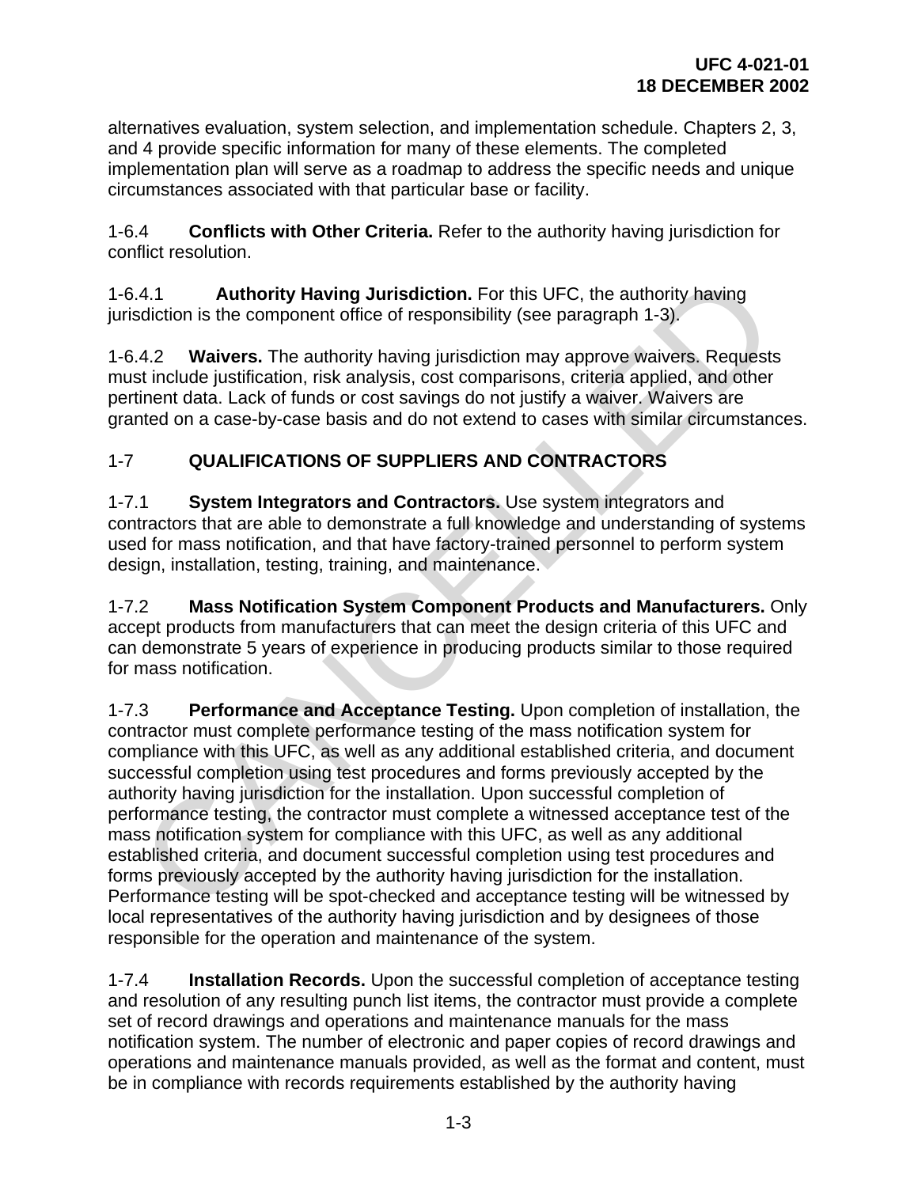alternatives evaluation, system selection, and implementation schedule. Chapters 2, 3, and 4 provide specific information for many of these elements. The completed implementation plan will serve as a roadmap to address the specific needs and unique circumstances associated with that particular base or facility.

1-6.4 **Conflicts with Other Criteria.** Refer to the authority having jurisdiction for conflict resolution.

1-6.4.1 **Authority Having Jurisdiction.** For this UFC, the authority having jurisdiction is the component office of responsibility (see paragraph 1-3).

1-6.4.2 **Waivers.** The authority having jurisdiction may approve waivers. Requests must include justification, risk analysis, cost comparisons, criteria applied, and other pertinent data. Lack of funds or cost savings do not justify a waiver. Waivers are granted on a case-by-case basis and do not extend to cases with similar circumstances.

## 1-7 QUALIFICATIONS OF SUPPLIERS AND CONTRACTORS

1-7.1 **System Integrators and Contractors.** Use system integrators and contractors that are able to demonstrate a full knowledge and understanding of systems used for mass notification, and that have factory-trained personnel to perform system design, installation, testing, training, and maintenance.

1-7.2 **Mass Notification System Component Products and Manufacturers.** Only accept products from manufacturers that can meet the design criteria of this UFC and can demonstrate 5 years of experience in producing products similar to those required for mass notification.

1-7.3 **Performance and Acceptance Testing.** Upon completion of installation, the contractor must complete performance testing of the mass notification system for compliance with this UFC, as well as any additional established criteria, and document successful completion using test procedures and forms previously accepted by the authority having jurisdiction for the installation. Upon successful completion of performance testing, the contractor must complete a witnessed acceptance test of the mass notification system for compliance with this UFC, as well as any additional established criteria, and document successful completion using test procedures and forms previously accepted by the authority having jurisdiction for the installation. Performance testing will be spot-checked and acceptance testing will be witnessed by local representatives of the authority having jurisdiction and by designees of those responsible for the operation and maintenance of the system.

1-7.4 **Installation Records.** Upon the successful completion of acceptance testing and resolution of any resulting punch list items, the contractor must provide a complete set of record drawings and operations and maintenance manuals for the mass notification system. The number of electronic and paper copies of record drawings and operations and maintenance manuals provided, as well as the format and content, must be in compliance with records requirements established by the authority having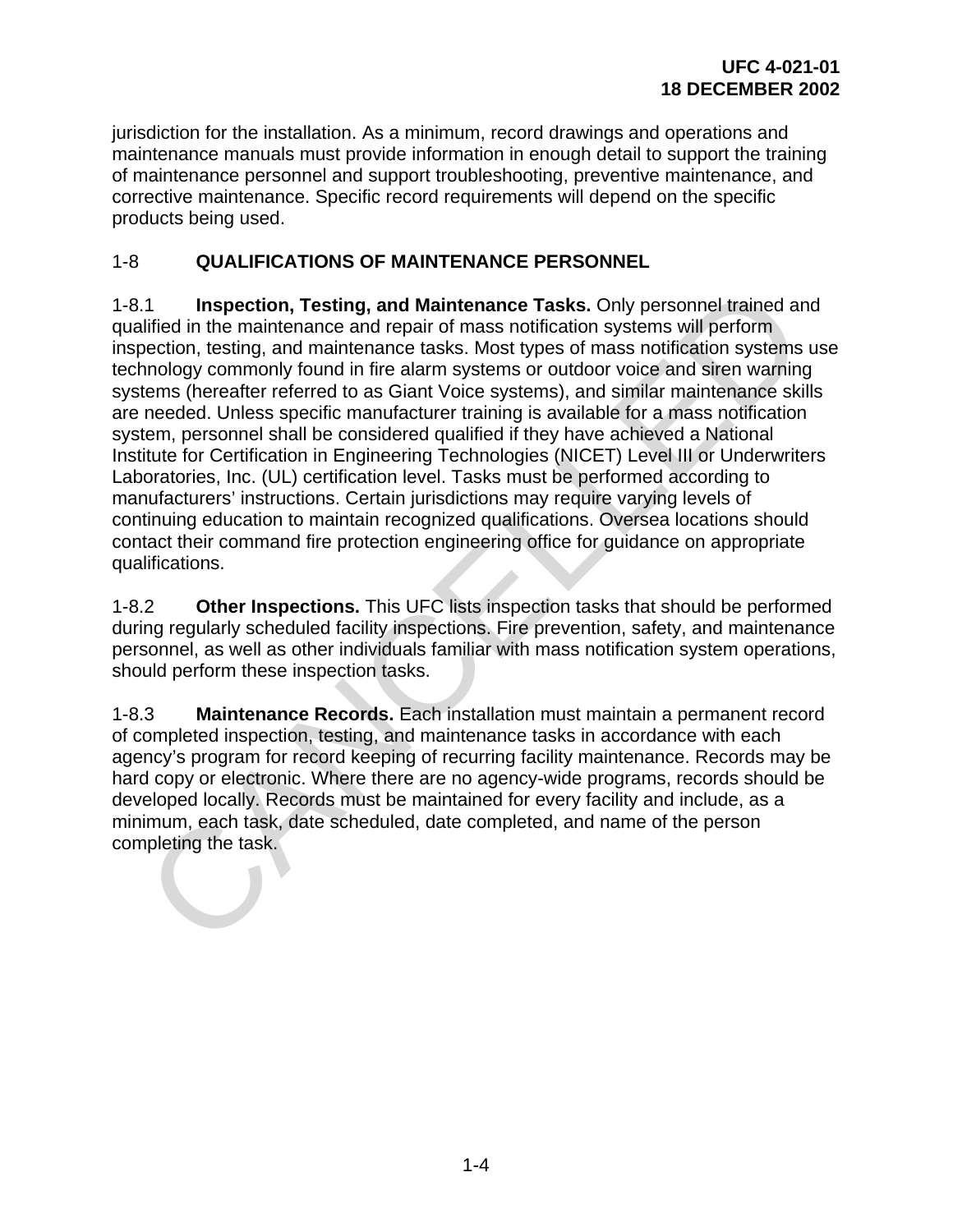jurisdiction for the installation. As a minimum, record drawings and operations and maintenance manuals must provide information in enough detail to support the training of maintenance personnel and support troubleshooting, preventive maintenance, and corrective maintenance. Specific record requirements will depend on the specific products being used.

## 1-8 QUALIFICATIONS OF MAINTENANCE PERSONNEL

1-8.1 **Inspection, Testing, and Maintenance Tasks.** Only personnel trained and qualified in the maintenance and repair of mass notification systems will perform inspection, testing, and maintenance tasks. Most types of mass notification systems use technology commonly found in fire alarm systems or outdoor voice and siren warning systems (hereafter referred to as Giant Voice systems), and similar maintenance skills are needed. Unless specific manufacturer training is available for a mass notification system, personnel shall be considered qualified if they have achieved a National Institute for Certification in Engineering Technologies (NICET) Level III or Underwriters Laboratories, Inc. (UL) certification level. Tasks must be performed according to manufacturers' instructions. Certain jurisdictions may require varying levels of continuing education to maintain recognized qualifications. Oversea locations should contact their command fire protection engineering office for guidance on appropriate qualifications.

1-8.2 **Other Inspections.** This UFC lists inspection tasks that should be performed during regularly scheduled facility inspections. Fire prevention, safety, and maintenance personnel, as well as other individuals familiar with mass notification system operations, should perform these inspection tasks.

1-8.3 **Maintenance Records.** Each installation must maintain a permanent record of completed inspection, testing, and maintenance tasks in accordance with each agency's program for record keeping of recurring facility maintenance. Records may be hard copy or electronic. Where there are no agency-wide programs, records should be developed locally. Records must be maintained for every facility and include, as a minimum, each task, date scheduled, date completed, and name of the person completing the task.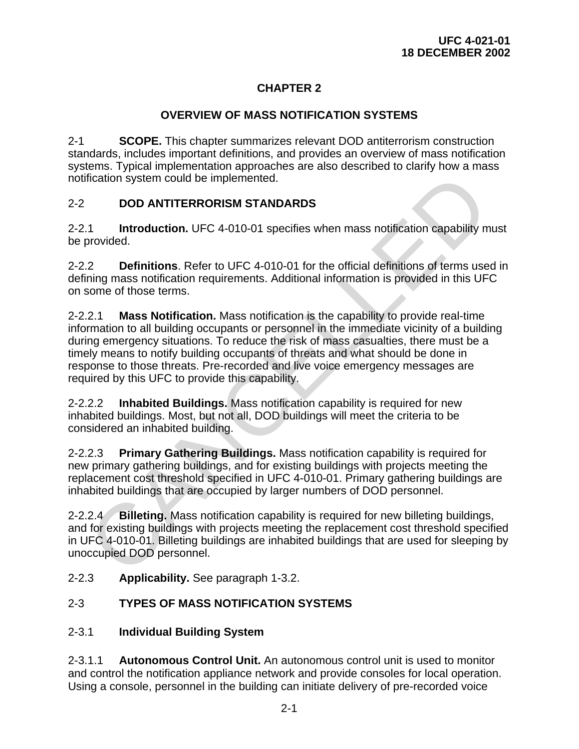# CHAPTER 2

## OVERVIEW OF MASS NOTIFICATION SYSTEMS

2-1 **SCOPE.** This chapter summarizes relevant DOD antiterrorism construction standards, includes important definitions, and provides an overview of mass notification systems. Typical implementation approaches are also described to clarify how a mass notification system could be implemented.

## 2-2 DOD ANTITERRORISM STANDARDS

2-2.1 **Introduction.** UFC 4-010-01 specifies when mass notification capability must be provided.

2-2.2 **Definitions**. Refer to UFC 4-010-01 for the official definitions of terms used in defining mass notification requirements. Additional information is provided in this UFC on some of those terms.

2-2.2.1 **Mass Notification.** Mass notification is the capability to provide real-time information to all building occupants or personnel in the immediate vicinity of a building during emergency situations. To reduce the risk of mass casualties, there must be a timely means to notify building occupants of threats and what should be done in response to those threats. Pre-recorded and live voice emergency messages are required by this UFC to provide this capability.

2-2.2.2 **Inhabited Buildings.** Mass notification capability is required for new inhabited buildings. Most, but not all, DOD buildings will meet the criteria to be considered an inhabited building.

2-2.2.3 **Primary Gathering Buildings.** Mass notification capability is required for new primary gathering buildings, and for existing buildings with projects meeting the replacement cost threshold specified in UFC 4-010-01. Primary gathering buildings are inhabited buildings that are occupied by larger numbers of DOD personnel.

2-2.2.4 **Billeting.** Mass notification capability is required for new billeting buildings, and for existing buildings with projects meeting the replacement cost threshold specified in UFC 4-010-01. Billeting buildings are inhabited buildings that are used for sleeping by unoccupied DOD personnel.

2-2.3 **Applicability.** See paragraph 1-3.2.

## 2-3 TYPES OF MASS NOTIFICATION SYSTEMS

### 2-3.1 Individual Building System

2-3.1.1 **Autonomous Control Unit.** An autonomous control unit is used to monitor and control the notification appliance network and provide consoles for local operation. Using a console, personnel in the building can initiate delivery of pre-recorded voice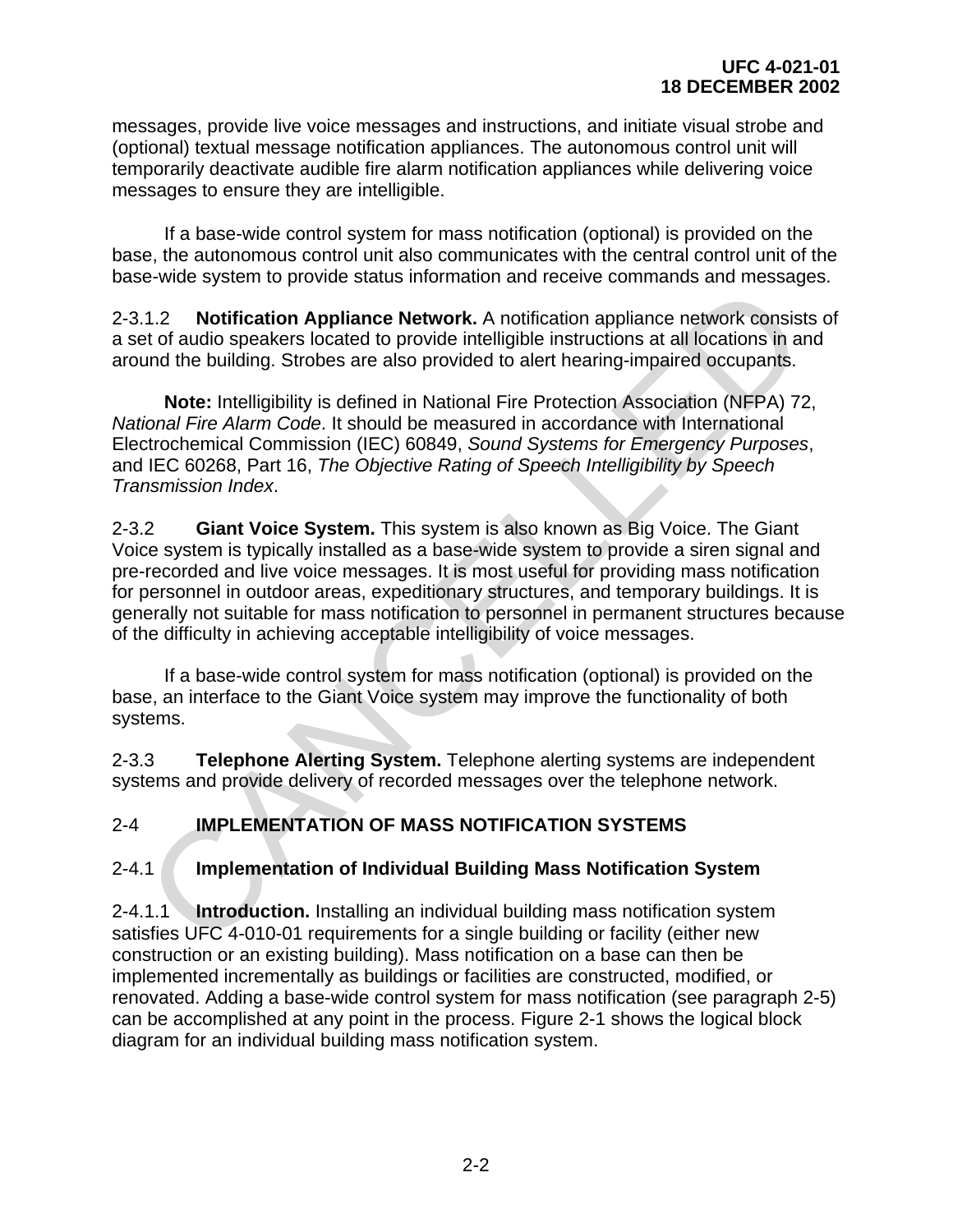messages, provide live voice messages and instructions, and initiate visual strobe and (optional) textual message notification appliances. The autonomous control unit will temporarily deactivate audible fire alarm notification appliances while delivering voice messages to ensure they are intelligible.

If a base-wide control system for mass notification (optional) is provided on the base, the autonomous control unit also communicates with the central control unit of the base-wide system to provide status information and receive commands and messages.

2-3.1.2 **Notification Appliance Network.** A notification appliance network consists of a set of audio speakers located to provide intelligible instructions at all locations in and around the building. Strobes are also provided to alert hearing-impaired occupants.

**Note:** Intelligibility is defined in National Fire Protection Association (NFPA) 72, *National Fire Alarm Code*. It should be measured in accordance with International Electrochemical Commission (IEC) 60849, *Sound Systems for Emergency Purposes*, and IEC 60268, Part 16, *The Objective Rating of Speech Intelligibility by Speech Transmission Index*.

2-3.2 **Giant Voice System.** This system is also known as Big Voice. The Giant Voice system is typically installed as a base-wide system to provide a siren signal and pre-recorded and live voice messages. It is most useful for providing mass notification for personnel in outdoor areas, expeditionary structures, and temporary buildings. It is generally not suitable for mass notification to personnel in permanent structures because of the difficulty in achieving acceptable intelligibility of voice messages.

If a base-wide control system for mass notification (optional) is provided on the base, an interface to the Giant Voice system may improve the functionality of both systems.

2-3.3 **Telephone Alerting System.** Telephone alerting systems are independent systems and provide delivery of recorded messages over the telephone network.

## 2-4 IMPLEMENTATION OF MASS NOTIFICATION SYSTEMS

### 2-4.1 Implementation of Individual Building Mass Notification System

2-4.1.1 **Introduction.** Installing an individual building mass notification system satisfies UFC 4-010-01 requirements for a single building or facility (either new construction or an existing building). Mass notification on a base can then be implemented incrementally as buildings or facilities are constructed, modified, or renovated. Adding a base-wide control system for mass notification (see paragraph 2-5) can be accomplished at any point in the process. Figure 2-1 shows the logical block diagram for an individual building mass notification system.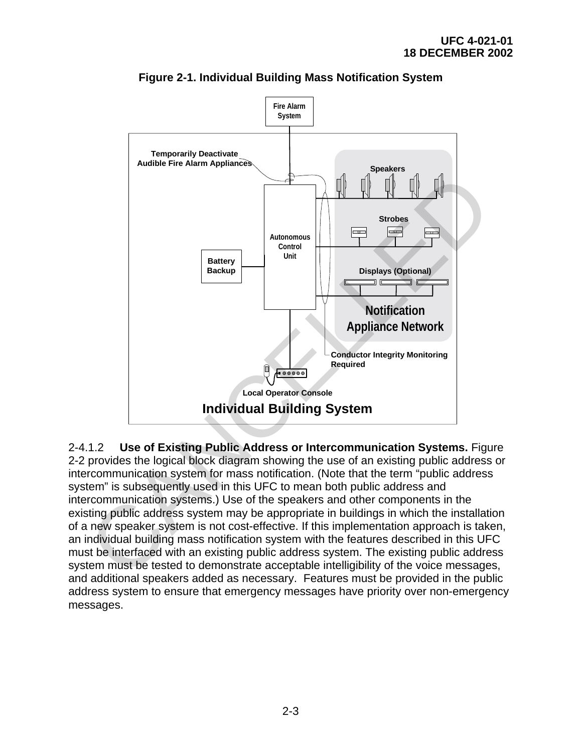**Figure 2-1. Individual Building Mass Notification System**

Fire Alarm System

Temporarily Deactivate Audible Fire Alarm Appliances

Speakers

Strobes

Autonomous Control Unit

Battery Backup

Displays (Optional)

Notification Appliance Network

Conductor Integrity Monitoring Required

Local Operator Console

Individual Building System

2-4.1.2 **Use of Existing Public Address or Intercommunication Systems.** Figure 2-2 provides the logical block diagram showing the use of an existing public address or intercommunication system for mass notification. (Note that the term "public address system" is subsequently used in this UFC to mean both public address and intercommunication systems.) Use of the speakers and other components in the existing public address system may be appropriate in buildings in which the installation of a new speaker system is not cost-effective. If this implementation approach is taken, an individual building mass notification system with the features described in this UFC must be interfaced with an existing public address system. The existing public address system must be tested to demonstrate acceptable intelligibility of the voice messages, and additional speakers added as necessary. Features must be provided in the public address system to ensure that emergency messages have priority over non-emergency messages.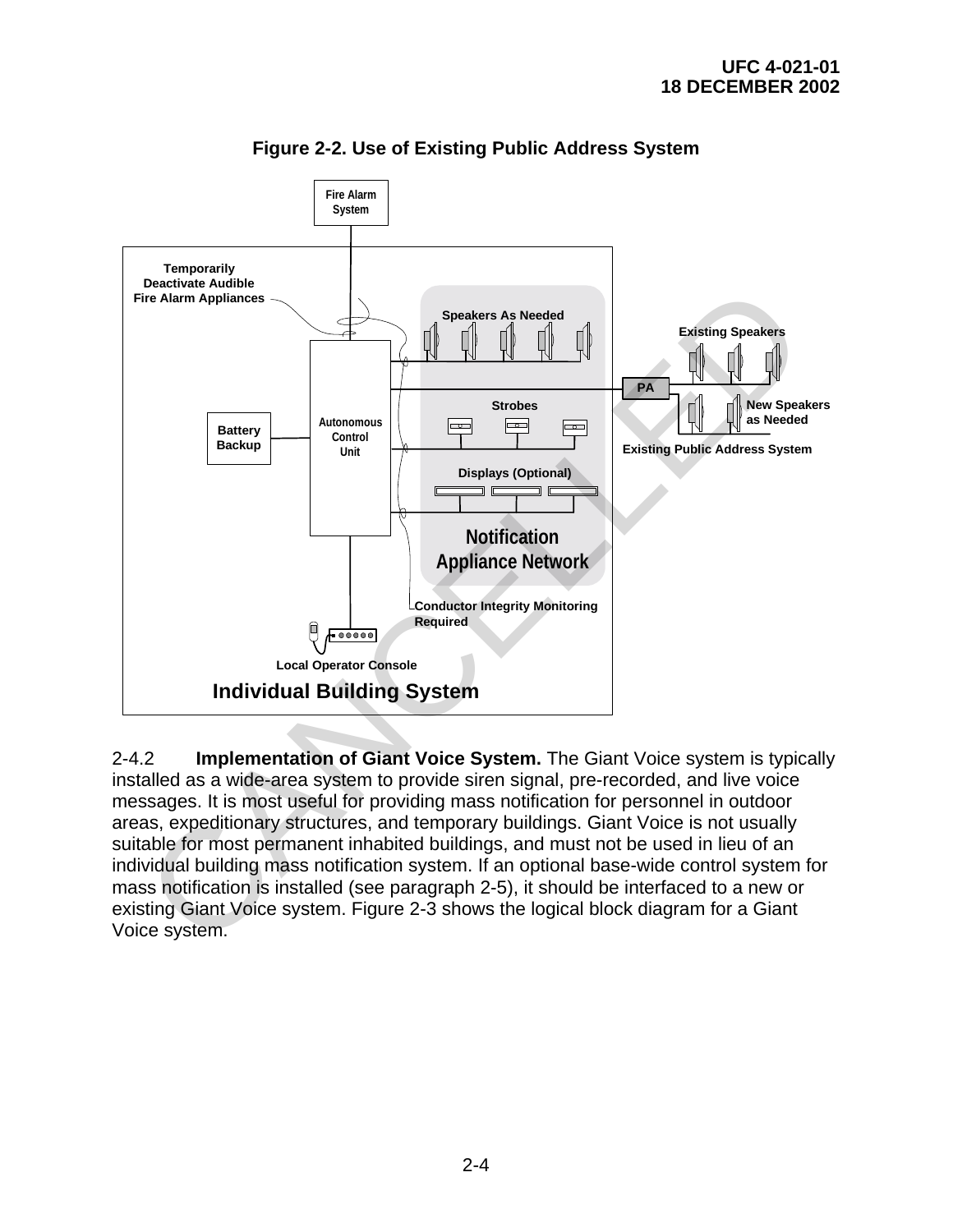**Figure 2-2. Use of Existing Public Address System**

2-4.2 **Implementation of Giant Voice System.** The Giant Voice system is typically installed as a wide-area system to provide siren signal, pre-recorded, and live voice messages. It is most useful for providing mass notification for personnel in outdoor areas, expeditionary structures, and temporary buildings. Giant Voice is not usually suitable for most permanent inhabited buildings, and must not be used in lieu of an individual building mass notification system. If an optional base-wide control system for mass notification is installed (see paragraph 2-5), it should be interfaced to a new or existing Giant Voice system. Figure 2-3 shows the logical block diagram for a Giant Voice system.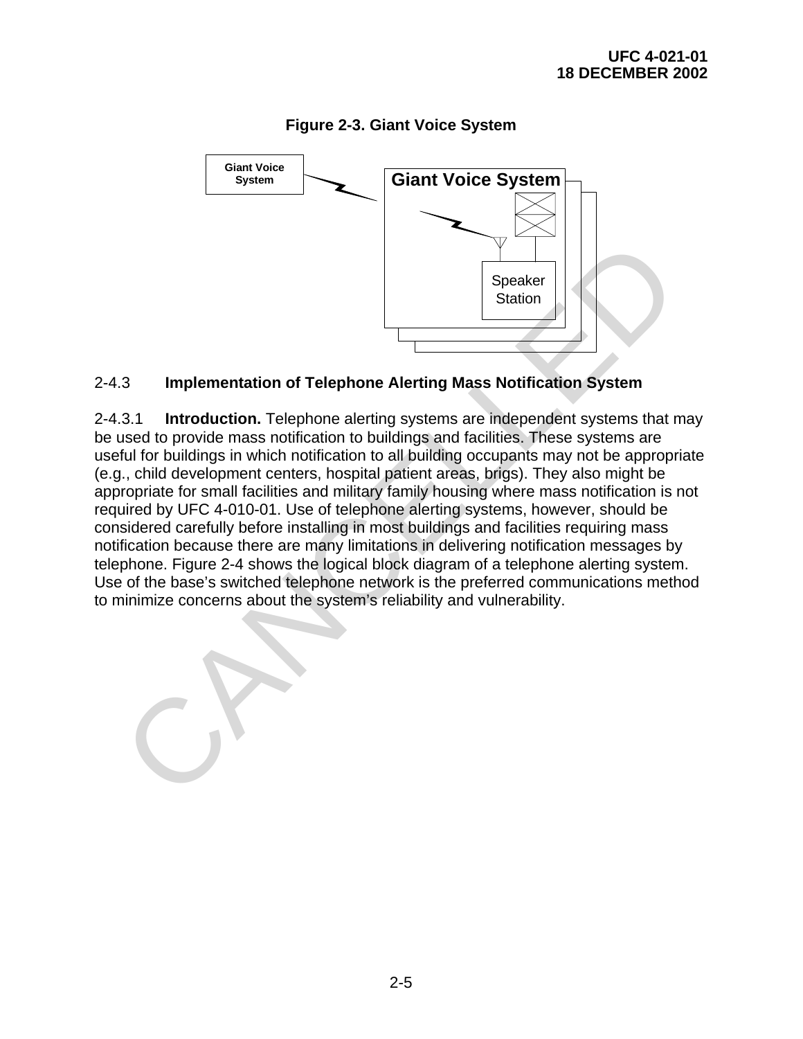**Figure 2-3. Giant Voice System**

Giant Voice System

Giant Voice System

Speaker Station

## 2-4.3 Implementation of Telephone Alerting Mass Notification System

2-4.3.1 **Introduction.** Telephone alerting systems are independent systems that may be used to provide mass notification to buildings and facilities. These systems are useful for buildings in which notification to all building occupants may not be appropriate (e.g., child development centers, hospital patient areas, brigs). They also might be appropriate for small facilities and military family housing where mass notification is not required by UFC 4-010-01. Use of telephone alerting systems, however, should be considered carefully before installing in most buildings and facilities requiring mass notification because there are many limitations in delivering notification messages by telephone. Figure 2-4 shows the logical block diagram of a telephone alerting system. Use of the base's switched telephone network is the preferred communications method to minimize concerns about the system's reliability and vulnerability.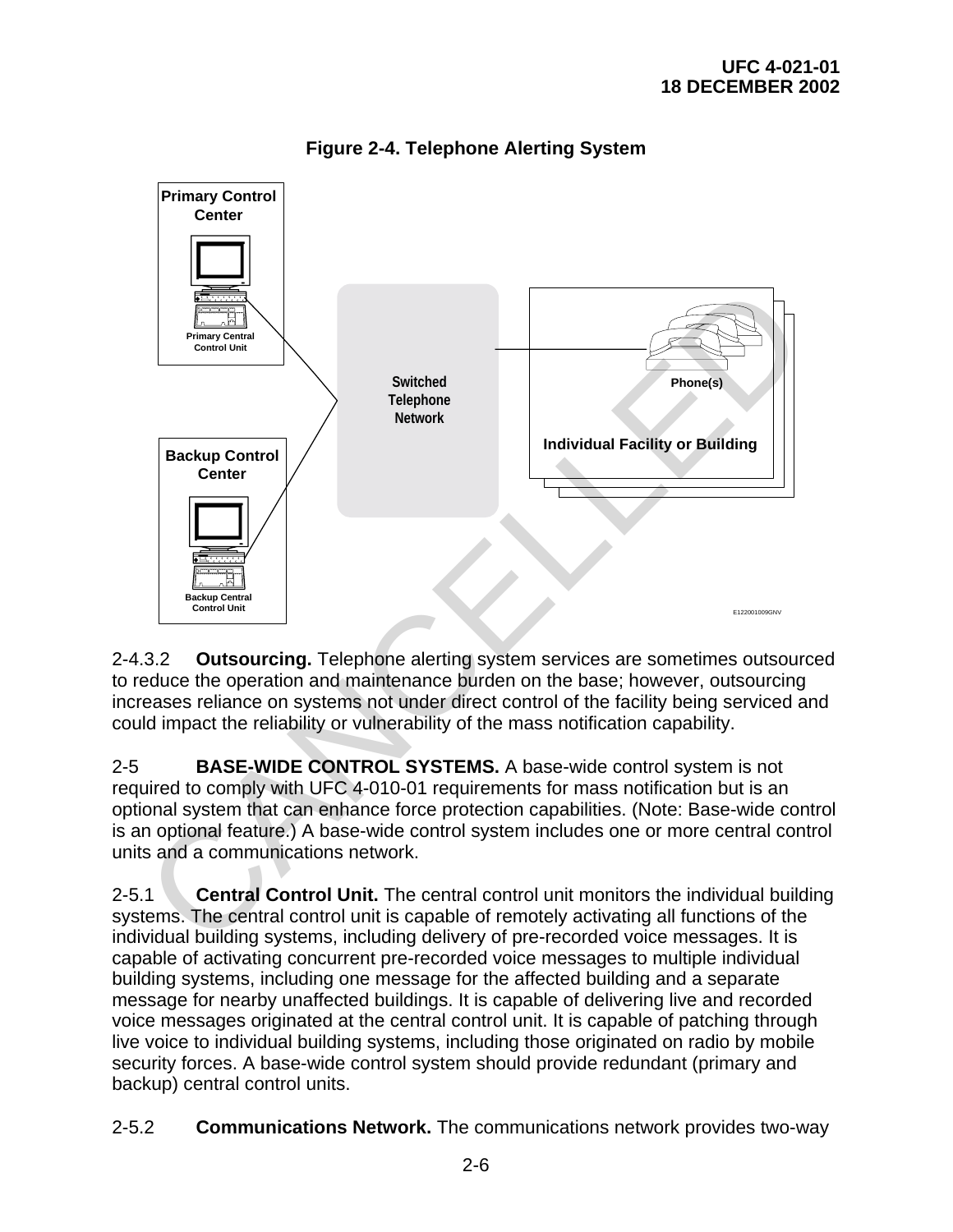**Figure 2-4. Telephone Alerting System**

Primary Control Center

Primary Central Control Unit

Backup Control Center

Backup Central Control Unit

Switched Telephone Network

Phone(s)

Individual Facility or Building

E122001009GNV

2-4.3.2 **Outsourcing.** Telephone alerting system services are sometimes outsourced to reduce the operation and maintenance burden on the base; however, outsourcing increases reliance on systems not under direct control of the facility being serviced and could impact the reliability or vulnerability of the mass notification capability.

2-5 **BASE-WIDE CONTROL SYSTEMS.** A base-wide control system is not required to comply with UFC 4-010-01 requirements for mass notification but is an optional system that can enhance force protection capabilities. (Note: Base-wide control is an optional feature.) A base-wide control system includes one or more central control units and a communications network.

2-5.1 **Central Control Unit.** The central control unit monitors the individual building systems. The central control unit is capable of remotely activating all functions of the individual building systems, including delivery of pre-recorded voice messages. It is capable of activating concurrent pre-recorded voice messages to multiple individual building systems, including one message for the affected building and a separate message for nearby unaffected buildings. It is capable of delivering live and recorded voice messages originated at the central control unit. It is capable of patching through live voice to individual building systems, including those originated on radio by mobile security forces. A base-wide control system should provide redundant (primary and backup) central control units.

2-5.2 **Communications Network.** The communications network provides two-way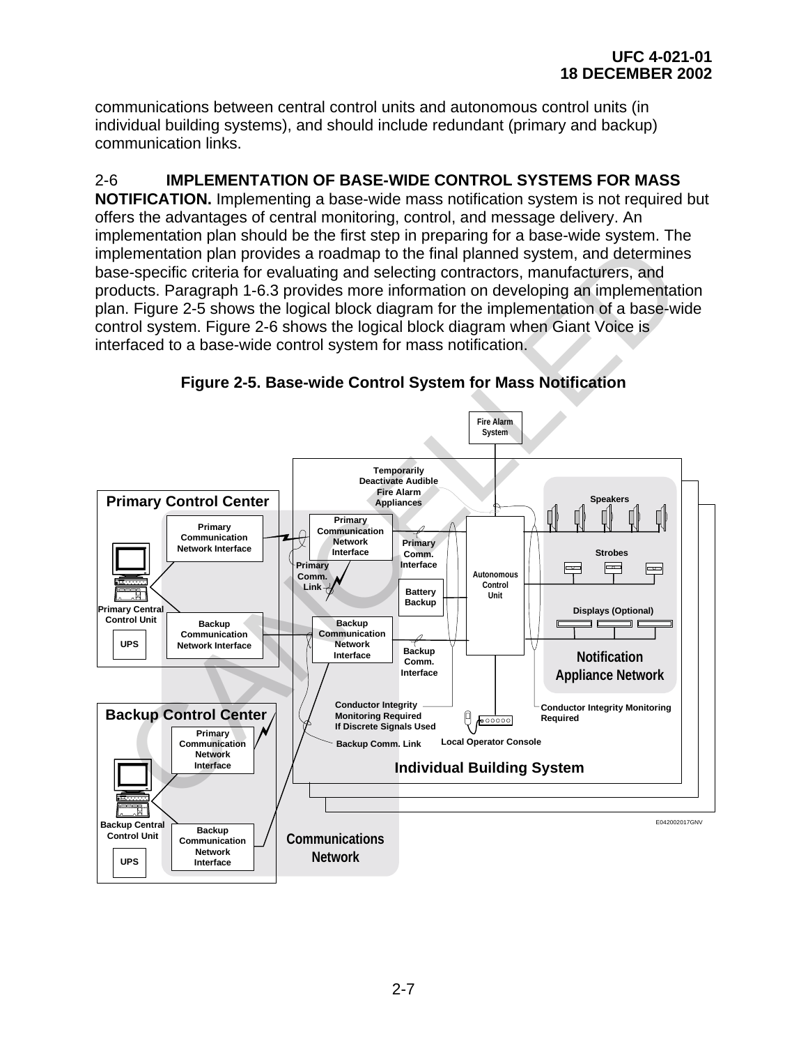communications between central control units and autonomous control units (in individual building systems), and should include redundant (primary and backup) communication links.

## 2-6 IMPLEMENTATION OF BASE-WIDE CONTROL SYSTEMS FOR MASS NOTIFICATION.

**NOTIFICATION.** Implementing a base-wide mass notification system is not required but offers the advantages of central monitoring, control, and message delivery. An implementation plan should be the first step in preparing for a base-wide system. The implementation plan provides a roadmap to the final planned system, and determines base-specific criteria for evaluating and selecting contractors, manufacturers, and products. Paragraph 1-6.3 provides more information on developing an implementation plan. Figure 2-5 shows the logical block diagram for the implementation of a base-wide control system. Figure 2-6 shows the logical block diagram when Giant Voice is interfaced to a base-wide control system for mass notification.

**Figure 2-5. Base-wide Control System for Mass Notification**

Fire Alarm System

Temporarily Deactivate Audible Fire Alarm Appliances

Primary Control Center

Primary Communication Network Interface

Primary Central Control Unit

UPS

Backup Communication Network Interface

Primary Communication Network Interface

Primary Comm. Link

Primary Comm. Interface

Battery Backup

Autonomous Control Unit

Backup Communication Network Interface

Backup Comm. Interface

Speakers

Strobes

Displays (Optional)

Notification Appliance Network

Conductor Integrity Monitoring Required If Discrete Signals Used

Conductor Integrity Monitoring Required

Backup Comm. Link

Local Operator Console

Individual Building System

Backup Control Center

Primary Communication Network Interface

Backup Central Control Unit

UPS

Backup Communication Network Interface

Communications Network

E042002017GNV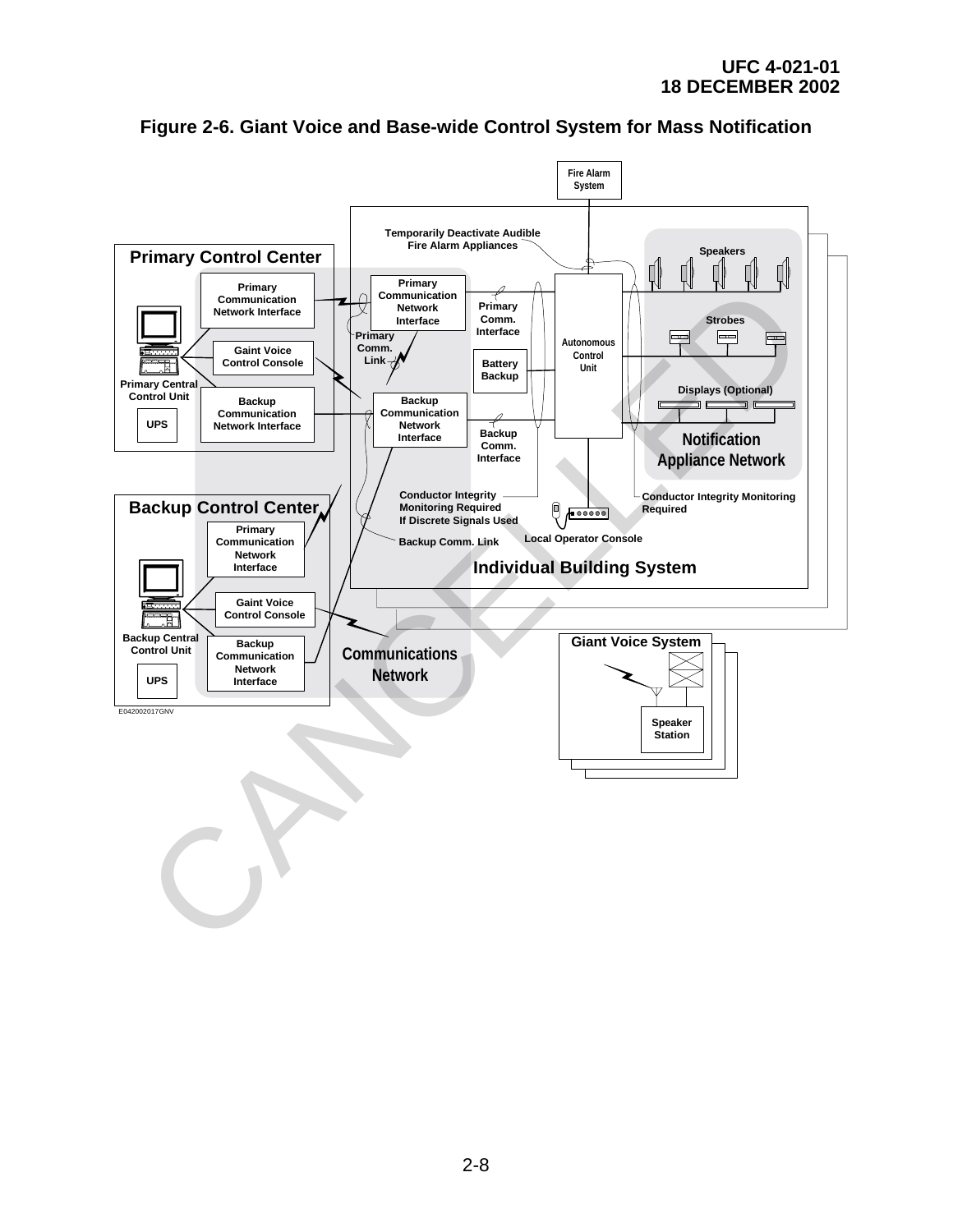**Figure 2-6. Giant Voice and Base-wide Control System for Mass Notification**

Fire Alarm System

Temporarily Deactivate Audible Fire Alarm Appliances

Speakers

Primary Control Center

Primary Communication Network Interface

Gaint Voice Control Console

Primary Central Control Unit

Backup Communication Network Interface

UPS

Primary Communication Network Interface

Primary Comm. Link

Primary Comm. Interface

Autonomous Control Unit

Battery Backup

Strobes

Displays (Optional)

Backup Communication Network Interface

Backup Comm. Interface

Notification Appliance Network

Conductor Integrity Monitoring Required If Discrete Signals Used

Conductor Integrity Monitoring Required

Backup Control Center

Primary Communication Network Interface

Gaint Voice Control Console

Backup Central Control Unit

Backup Communication Network Interface

UPS

Backup Comm. Link

Local Operator Console

Individual Building System

Communications Network

Giant Voice System

Speaker Station

E042002017GNV

CANCELLED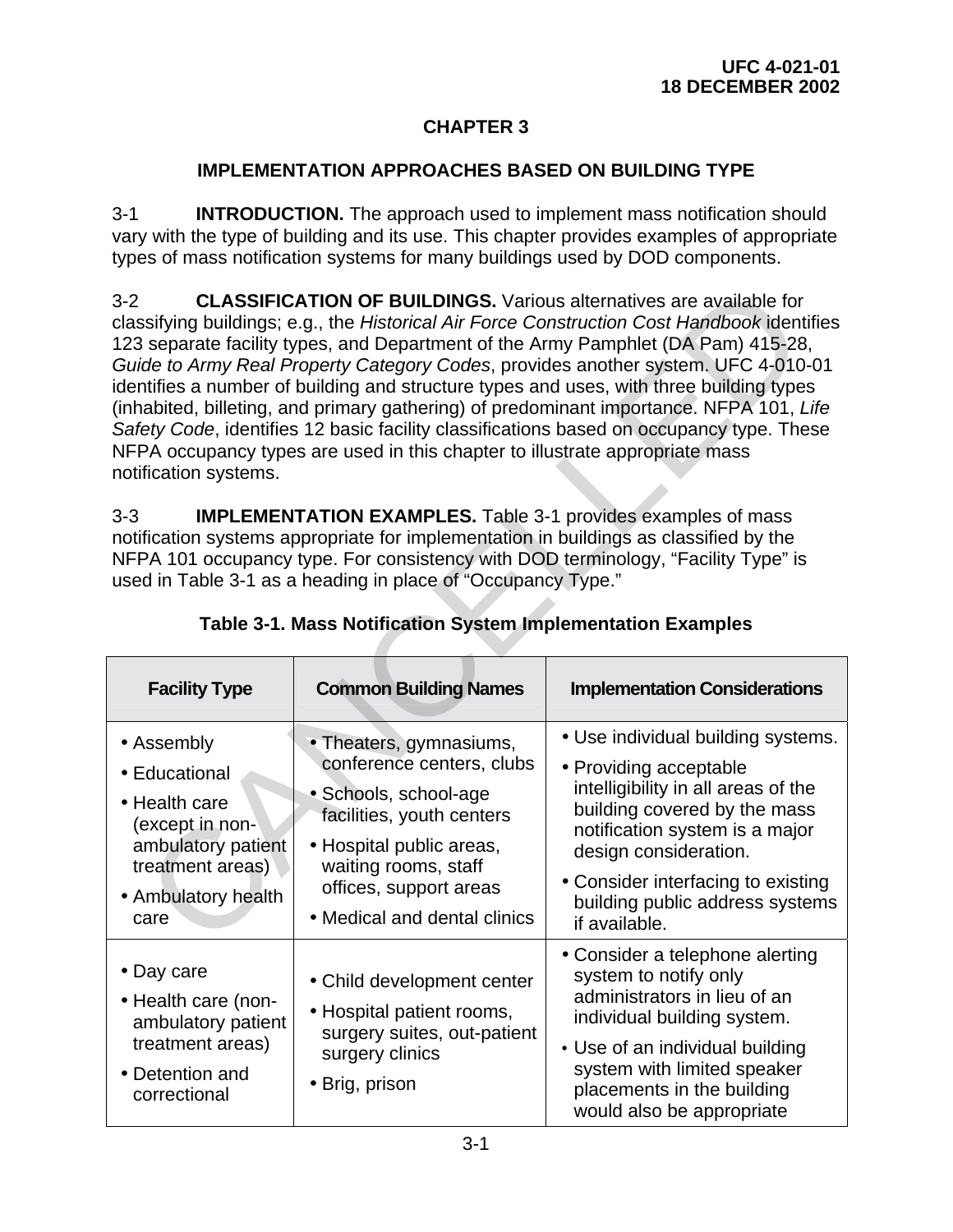# CHAPTER 3

## IMPLEMENTATION APPROACHES BASED ON BUILDING TYPE

3-1 **INTRODUCTION.** The approach used to implement mass notification should vary with the type of building and its use. This chapter provides examples of appropriate types of mass notification systems for many buildings used by DOD components.

3-2 **CLASSIFICATION OF BUILDINGS.** Various alternatives are available for classifying buildings; e.g., the *Historical Air Force Construction Cost Handbook* identifies 123 separate facility types, and Department of the Army Pamphlet (DA Pam) 415-28, *Guide to Army Real Property Category Codes*, provides another system. UFC 4-010-01 identifies a number of building and structure types and uses, with three building types (inhabited, billeting, and primary gathering) of predominant importance. NFPA 101, *Life Safety Code*, identifies 12 basic facility classifications based on occupancy type. These NFPA occupancy types are used in this chapter to illustrate appropriate mass notification systems.

3-3 **IMPLEMENTATION EXAMPLES.** Table 3-1 provides examples of mass notification systems appropriate for implementation in buildings as classified by the NFPA 101 occupancy type. For consistency with DOD terminology, "Facility Type" is used in Table 3-1 as a heading in place of "Occupancy Type."

**Table 3-1. Mass Notification System Implementation Examples**

| Facility Type | Common Building Names | Implementation Considerations |
|---|---|---|
| • Assembly<br>• Educational<br>• Health care (except in non-ambulatory patient treatment areas)<br>• Ambulatory health care | • Theaters, gymnasiums, conference centers, clubs<br>• Schools, school-age facilities, youth centers<br>• Hospital public areas, waiting rooms, staff offices, support areas<br>• Medical and dental clinics | • Use individual building systems.<br>• Providing acceptable intelligibility in all areas of the building covered by the mass notification system is a major design consideration.<br>• Consider interfacing to existing building public address systems if available. |
| • Day care<br>• Health care (non-ambulatory patient treatment areas)<br>• Detention and correctional | • Child development center<br>• Hospital patient rooms, surgery suites, out-patient surgery clinics<br>• Brig, prison | • Consider a telephone alerting system to notify only administrators in lieu of an individual building system.<br>• Use of an individual building system with limited speaker placements in the building would also be appropriate |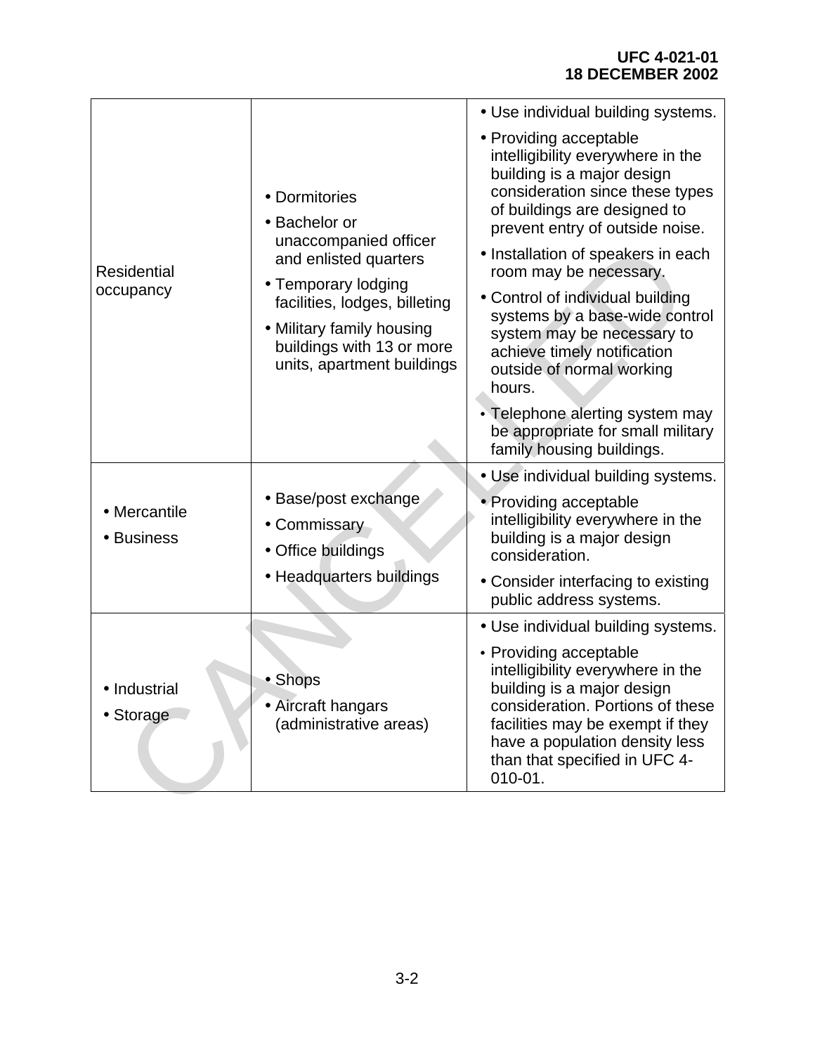| | | |
|---|---|---|
| Residential occupancy | • Dormitories<br>• Bachelor or unaccompanied officer and enlisted quarters<br>• Temporary lodging facilities, lodges, billeting<br>• Military family housing buildings with 13 or more units, apartment buildings | • Use individual building systems.<br>• Providing acceptable intelligibility everywhere in the building is a major design consideration since these types of buildings are designed to prevent entry of outside noise.<br>• Installation of speakers in each room may be necessary.<br>• Control of individual building systems by a base-wide control system may be necessary to achieve timely notification outside of normal working hours.<br>• Telephone alerting system may be appropriate for small military family housing buildings. |
| • Mercantile<br>• Business | • Base/post exchange<br>• Commissary<br>• Office buildings<br>• Headquarters buildings | • Use individual building systems.<br>• Providing acceptable intelligibility everywhere in the building is a major design consideration.<br>• Consider interfacing to existing public address systems. |
| • Industrial<br>• Storage | • Shops<br>• Aircraft hangars (administrative areas) | • Use individual building systems.<br>• Providing acceptable intelligibility everywhere in the building is a major design consideration. Portions of these facilities may be exempt if they have a population density less than that specified in UFC 4-010-01. |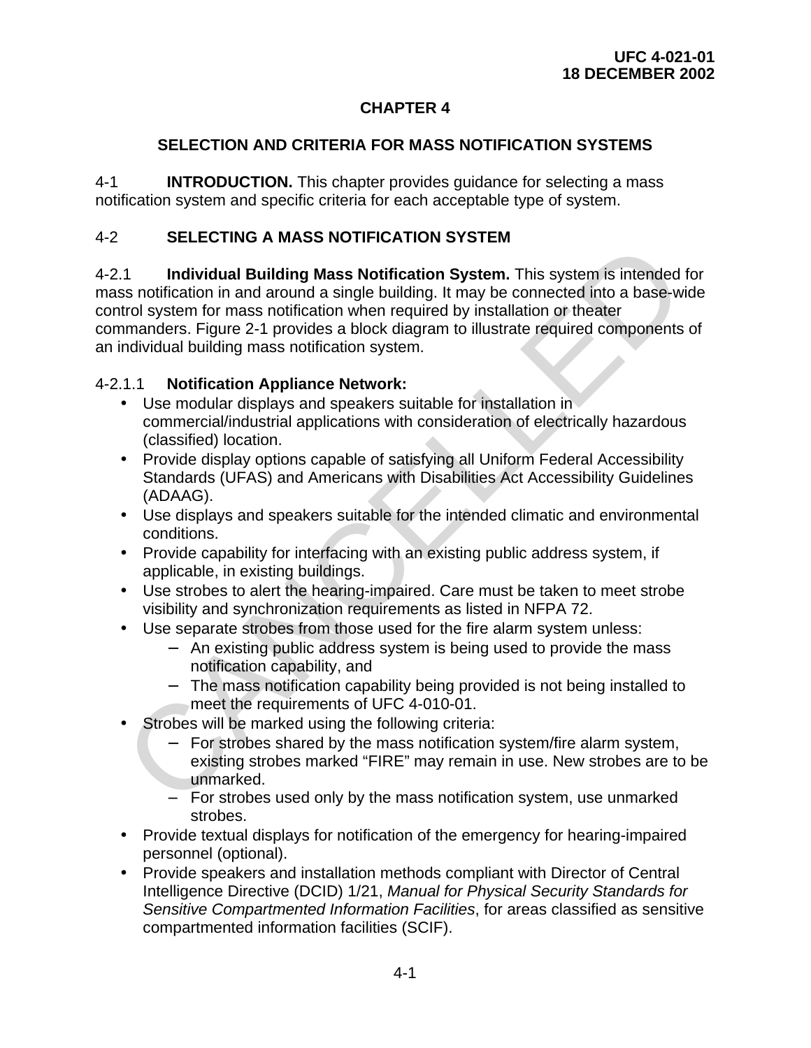# CHAPTER 4

## SELECTION AND CRITERIA FOR MASS NOTIFICATION SYSTEMS

4-1 **INTRODUCTION.** This chapter provides guidance for selecting a mass notification system and specific criteria for each acceptable type of system.

## 4-2 SELECTING A MASS NOTIFICATION SYSTEM

4-2.1 **Individual Building Mass Notification System.** This system is intended for mass notification in and around a single building. It may be connected into a base-wide control system for mass notification when required by installation or theater commanders. Figure 2-1 provides a block diagram to illustrate required components of an individual building mass notification system.

4-2.1.1 **Notification Appliance Network:**

- Use modular displays and speakers suitable for installation in commercial/industrial applications with consideration of electrically hazardous (classified) location.
- Provide display options capable of satisfying all Uniform Federal Accessibility Standards (UFAS) and Americans with Disabilities Act Accessibility Guidelines (ADAAG).
- Use displays and speakers suitable for the intended climatic and environmental conditions.
- Provide capability for interfacing with an existing public address system, if applicable, in existing buildings.
- Use strobes to alert the hearing-impaired. Care must be taken to meet strobe visibility and synchronization requirements as listed in NFPA 72.
- Use separate strobes from those used for the fire alarm system unless:
  - An existing public address system is being used to provide the mass notification capability, and
  - The mass notification capability being provided is not being installed to meet the requirements of UFC 4-010-01.
- Strobes will be marked using the following criteria:
  - For strobes shared by the mass notification system/fire alarm system, existing strobes marked "FIRE" may remain in use. New strobes are to be unmarked.
  - For strobes used only by the mass notification system, use unmarked strobes.
- Provide textual displays for notification of the emergency for hearing-impaired personnel (optional).
- Provide speakers and installation methods compliant with Director of Central Intelligence Directive (DCID) 1/21, *Manual for Physical Security Standards for Sensitive Compartmented Information Facilities*, for areas classified as sensitive compartmented information facilities (SCIF).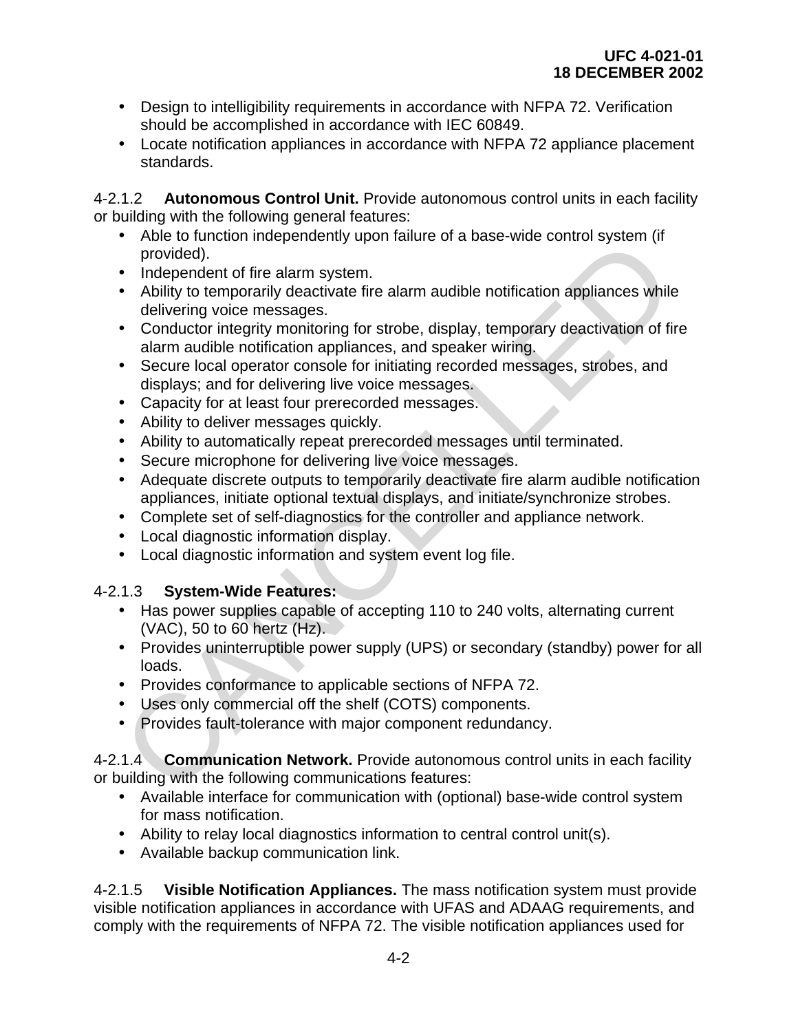- Design to intelligibility requirements in accordance with NFPA 72. Verification should be accomplished in accordance with IEC 60849.
- Locate notification appliances in accordance with NFPA 72 appliance placement standards.

4-2.1.2 **Autonomous Control Unit.** Provide autonomous control units in each facility or building with the following general features:

- Able to function independently upon failure of a base-wide control system (if provided).
- Independent of fire alarm system.
- Ability to temporarily deactivate fire alarm audible notification appliances while delivering voice messages.
- Conductor integrity monitoring for strobe, display, temporary deactivation of fire alarm audible notification appliances, and speaker wiring.
- Secure local operator console for initiating recorded messages, strobes, and displays; and for delivering live voice messages.
- Capacity for at least four prerecorded messages.
- Ability to deliver messages quickly.
- Ability to automatically repeat prerecorded messages until terminated.
- Secure microphone for delivering live voice messages.
- Adequate discrete outputs to temporarily deactivate fire alarm audible notification appliances, initiate optional textual displays, and initiate/synchronize strobes.
- Complete set of self-diagnostics for the controller and appliance network.
- Local diagnostic information display.
- Local diagnostic information and system event log file.

4-2.1.3 **System-Wide Features:**

- Has power supplies capable of accepting 110 to 240 volts, alternating current (VAC), 50 to 60 hertz (Hz).
- Provides uninterruptible power supply (UPS) or secondary (standby) power for all loads.
- Provides conformance to applicable sections of NFPA 72.
- Uses only commercial off the shelf (COTS) components.
- Provides fault-tolerance with major component redundancy.

4-2.1.4 **Communication Network.** Provide autonomous control units in each facility or building with the following communications features:

- Available interface for communication with (optional) base-wide control system for mass notification.
- Ability to relay local diagnostics information to central control unit(s).
- Available backup communication link.

4-2.1.5 **Visible Notification Appliances.** The mass notification system must provide visible notification appliances in accordance with UFAS and ADAAG requirements, and comply with the requirements of NFPA 72. The visible notification appliances used for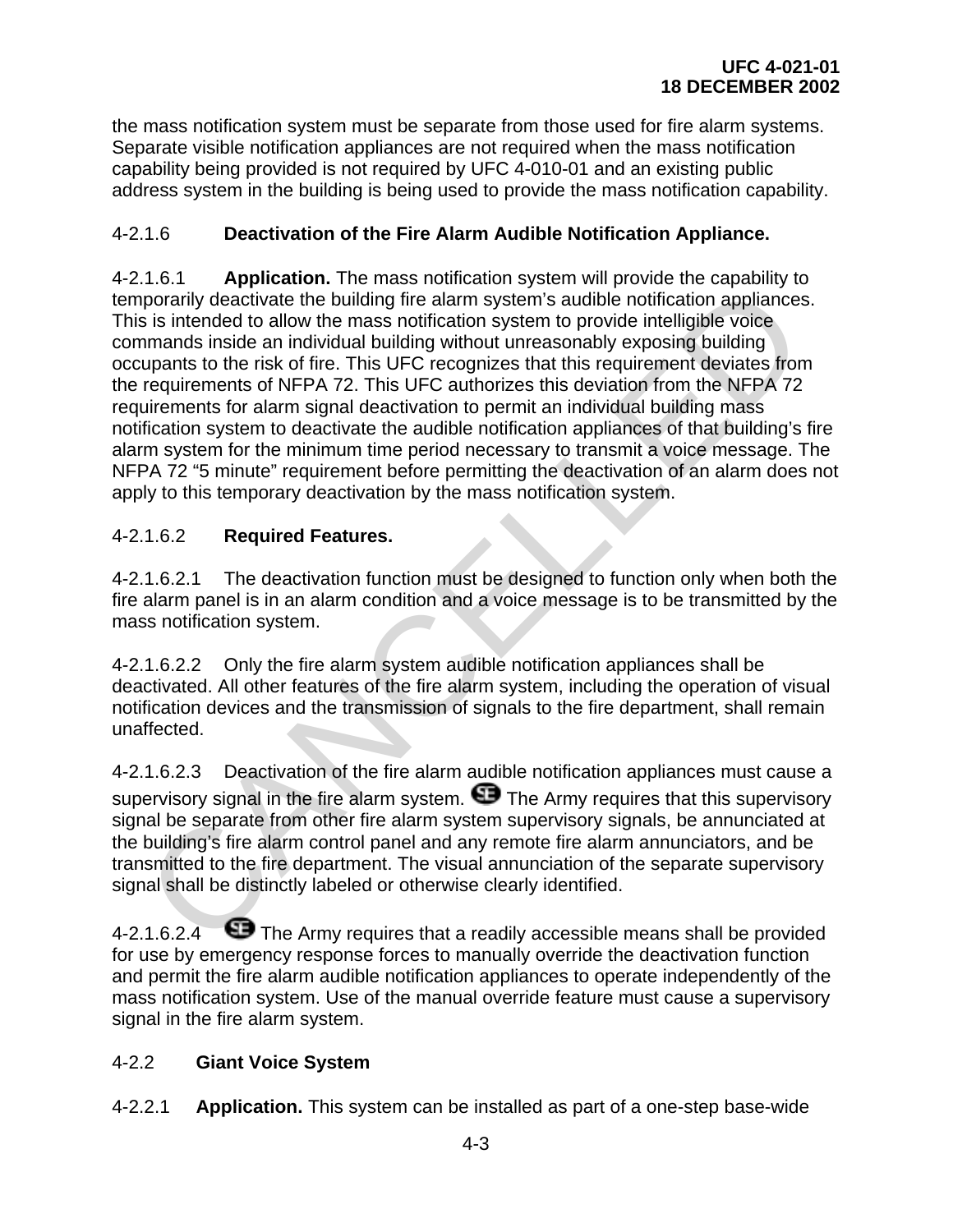the mass notification system must be separate from those used for fire alarm systems. Separate visible notification appliances are not required when the mass notification capability being provided is not required by UFC 4-010-01 and an existing public address system in the building is being used to provide the mass notification capability.

#### 4-2.1.6 Deactivation of the Fire Alarm Audible Notification Appliance.

4-2.1.6.1 **Application.** The mass notification system will provide the capability to temporarily deactivate the building fire alarm system's audible notification appliances. This is intended to allow the mass notification system to provide intelligible voice commands inside an individual building without unreasonably exposing building occupants to the risk of fire. This UFC recognizes that this requirement deviates from the requirements of NFPA 72. This UFC authorizes this deviation from the NFPA 72 requirements for alarm signal deactivation to permit an individual building mass notification system to deactivate the audible notification appliances of that building's fire alarm system for the minimum time period necessary to transmit a voice message. The NFPA 72 "5 minute" requirement before permitting the deactivation of an alarm does not apply to this temporary deactivation by the mass notification system.

4-2.1.6.2 **Required Features.**

4-2.1.6.2.1 The deactivation function must be designed to function only when both the fire alarm panel is in an alarm condition and a voice message is to be transmitted by the mass notification system.

4-2.1.6.2.2 Only the fire alarm system audible notification appliances shall be deactivated. All other features of the fire alarm system, including the operation of visual notification devices and the transmission of signals to the fire department, shall remain unaffected.

4-2.1.6.2.3 Deactivation of the fire alarm audible notification appliances must cause a supervisory signal in the fire alarm system. SE The Army requires that this supervisory signal be separate from other fire alarm system supervisory signals, be annunciated at the building's fire alarm control panel and any remote fire alarm annunciators, and be transmitted to the fire department. The visual annunciation of the separate supervisory signal shall be distinctly labeled or otherwise clearly identified.

4-2.1.6.2.4 SE The Army requires that a readily accessible means shall be provided for use by emergency response forces to manually override the deactivation function and permit the fire alarm audible notification appliances to operate independently of the mass notification system. Use of the manual override feature must cause a supervisory signal in the fire alarm system.

### 4-2.2 Giant Voice System

4-2.2.1 **Application.** This system can be installed as part of a one-step base-wide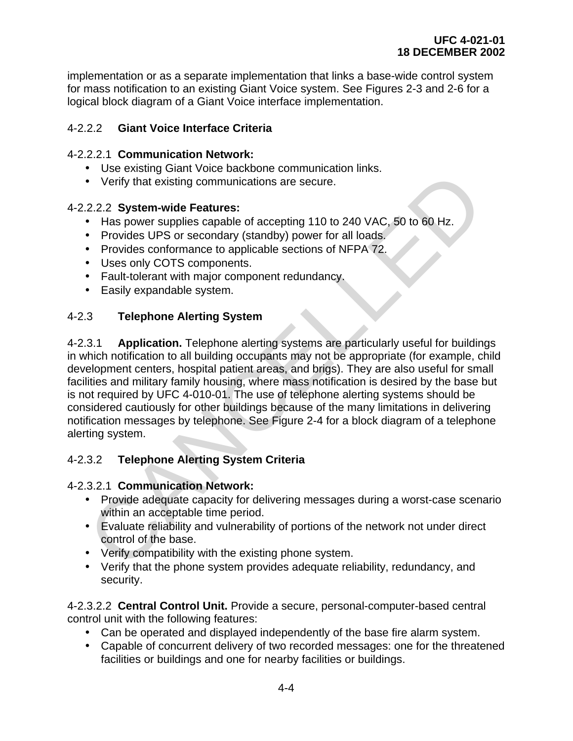implementation or as a separate implementation that links a base-wide control system for mass notification to an existing Giant Voice system. See Figures 2-3 and 2-6 for a logical block diagram of a Giant Voice interface implementation.

#### 4-2.2.2 **Giant Voice Interface Criteria**

4-2.2.2.1 **Communication Network:**

- Use existing Giant Voice backbone communication links.
- Verify that existing communications are secure.

4-2.2.2.2 **System-wide Features:**

- Has power supplies capable of accepting 110 to 240 VAC, 50 to 60 Hz.
- Provides UPS or secondary (standby) power for all loads.
- Provides conformance to applicable sections of NFPA 72.
- Uses only COTS components.
- Fault-tolerant with major component redundancy.
- Easily expandable system.

### 4-2.3 **Telephone Alerting System**

4-2.3.1 **Application.** Telephone alerting systems are particularly useful for buildings in which notification to all building occupants may not be appropriate (for example, child development centers, hospital patient areas, and brigs). They are also useful for small facilities and military family housing, where mass notification is desired by the base but is not required by UFC 4-010-01. The use of telephone alerting systems should be considered cautiously for other buildings because of the many limitations in delivering notification messages by telephone. See Figure 2-4 for a block diagram of a telephone alerting system.

#### 4-2.3.2 **Telephone Alerting System Criteria**

4-2.3.2.1 **Communication Network:**

- Provide adequate capacity for delivering messages during a worst-case scenario within an acceptable time period.
- Evaluate reliability and vulnerability of portions of the network not under direct control of the base.
- Verify compatibility with the existing phone system.
- Verify that the phone system provides adequate reliability, redundancy, and security.

4-2.3.2.2 **Central Control Unit.** Provide a secure, personal-computer-based central control unit with the following features:

- Can be operated and displayed independently of the base fire alarm system.
- Capable of concurrent delivery of two recorded messages: one for the threatened facilities or buildings and one for nearby facilities or buildings.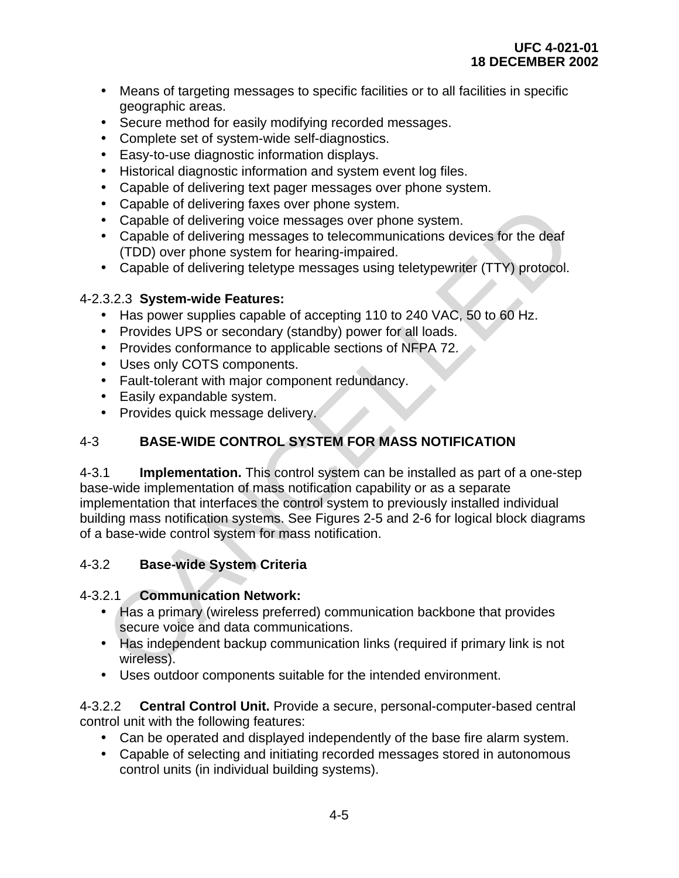- Means of targeting messages to specific facilities or to all facilities in specific geographic areas.
- Secure method for easily modifying recorded messages.
- Complete set of system-wide self-diagnostics.
- Easy-to-use diagnostic information displays.
- Historical diagnostic information and system event log files.
- Capable of delivering text pager messages over phone system.
- Capable of delivering faxes over phone system.
- Capable of delivering voice messages over phone system.
- Capable of delivering messages to telecommunications devices for the deaf (TDD) over phone system for hearing-impaired.
- Capable of delivering teletype messages using teletypewriter (TTY) protocol.

4-2.3.2.3 **System-wide Features:**

- Has power supplies capable of accepting 110 to 240 VAC, 50 to 60 Hz.
- Provides UPS or secondary (standby) power for all loads.
- Provides conformance to applicable sections of NFPA 72.
- Uses only COTS components.
- Fault-tolerant with major component redundancy.
- Easily expandable system.
- Provides quick message delivery.

## 4-3 BASE-WIDE CONTROL SYSTEM FOR MASS NOTIFICATION

4-3.1 **Implementation.** This control system can be installed as part of a one-step base-wide implementation of mass notification capability or as a separate implementation that interfaces the control system to previously installed individual building mass notification systems. See Figures 2-5 and 2-6 for logical block diagrams of a base-wide control system for mass notification.

### 4-3.2 Base-wide System Criteria

4-3.2.1 **Communication Network:**

- Has a primary (wireless preferred) communication backbone that provides secure voice and data communications.
- Has independent backup communication links (required if primary link is not wireless).
- Uses outdoor components suitable for the intended environment.

4-3.2.2 **Central Control Unit.** Provide a secure, personal-computer-based central control unit with the following features:

- Can be operated and displayed independently of the base fire alarm system.
- Capable of selecting and initiating recorded messages stored in autonomous control units (in individual building systems).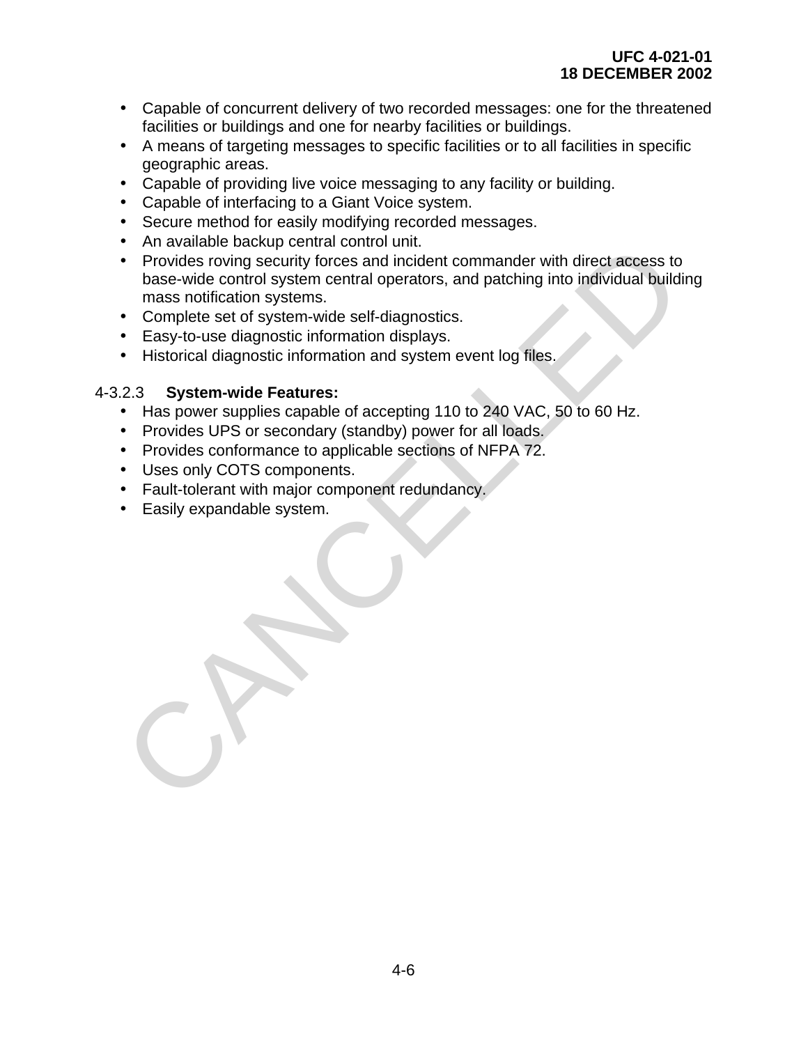- Capable of concurrent delivery of two recorded messages: one for the threatened facilities or buildings and one for nearby facilities or buildings.
- A means of targeting messages to specific facilities or to all facilities in specific geographic areas.
- Capable of providing live voice messaging to any facility or building.
- Capable of interfacing to a Giant Voice system.
- Secure method for easily modifying recorded messages.
- An available backup central control unit.
- Provides roving security forces and incident commander with direct access to base-wide control system central operators, and patching into individual building mass notification systems.
- Complete set of system-wide self-diagnostics.
- Easy-to-use diagnostic information displays.
- Historical diagnostic information and system event log files.

4-3.2.3 **System-wide Features:**

- Has power supplies capable of accepting 110 to 240 VAC, 50 to 60 Hz.
- Provides UPS or secondary (standby) power for all loads.
- Provides conformance to applicable sections of NFPA 72.
- Uses only COTS components.
- Fault-tolerant with major component redundancy.
- Easily expandable system.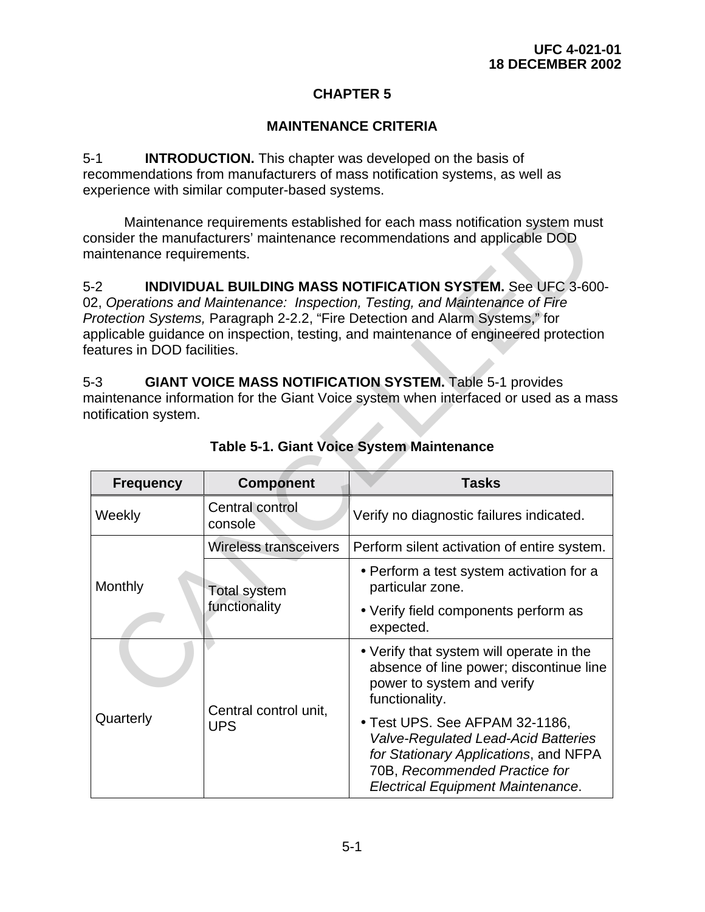# CHAPTER 5

## MAINTENANCE CRITERIA

5-1 **INTRODUCTION.** This chapter was developed on the basis of recommendations from manufacturers of mass notification systems, as well as experience with similar computer-based systems.

Maintenance requirements established for each mass notification system must consider the manufacturers' maintenance recommendations and applicable DOD maintenance requirements.

5-2 **INDIVIDUAL BUILDING MASS NOTIFICATION SYSTEM.** See UFC 3-600-02, *Operations and Maintenance: Inspection, Testing, and Maintenance of Fire Protection Systems,* Paragraph 2-2.2, "Fire Detection and Alarm Systems," for applicable guidance on inspection, testing, and maintenance of engineered protection features in DOD facilities.

5-3 **GIANT VOICE MASS NOTIFICATION SYSTEM.** Table 5-1 provides maintenance information for the Giant Voice system when interfaced or used as a mass notification system.

**Table 5-1. Giant Voice System Maintenance**

| Frequency | Component | Tasks |
|---|---|---|
| Weekly | Central control console | Verify no diagnostic failures indicated. |
| Monthly | Wireless transceivers | Perform silent activation of entire system. |
| | Total system functionality | • Perform a test system activation for a particular zone.<br>• Verify field components perform as expected. |
| Quarterly | Central control unit, UPS | • Verify that system will operate in the absence of line power; discontinue line power to system and verify functionality.<br>• Test UPS. See AFPAM 32-1186, *Valve-Regulated Lead-Acid Batteries for Stationary Applications*, and NFPA 70B, *Recommended Practice for Electrical Equipment Maintenance*. |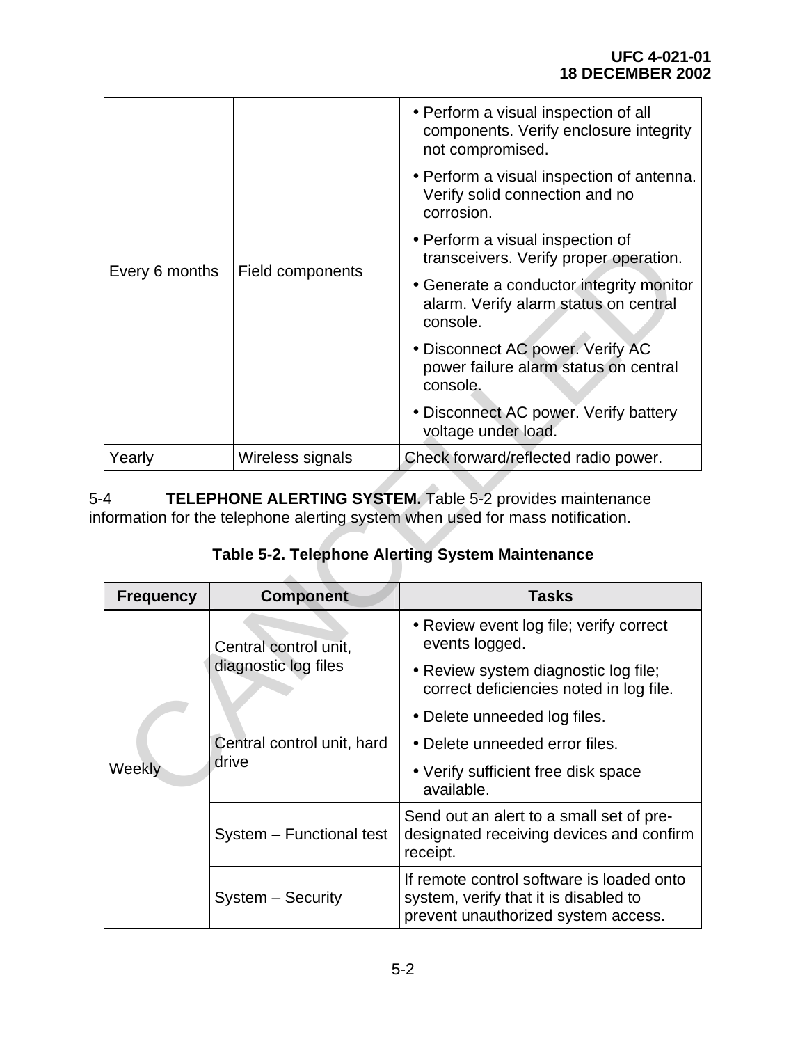| | | |
|---|---|---|
| Every 6 months | Field components | • Perform a visual inspection of all components. Verify enclosure integrity not compromised.<br>• Perform a visual inspection of antenna. Verify solid connection and no corrosion.<br>• Perform a visual inspection of transceivers. Verify proper operation.<br>• Generate a conductor integrity monitor alarm. Verify alarm status on central console.<br>• Disconnect AC power. Verify AC power failure alarm status on central console.<br>• Disconnect AC power. Verify battery voltage under load. |
| Yearly | Wireless signals | Check forward/reflected radio power. |

5-4 **TELEPHONE ALERTING SYSTEM.** Table 5-2 provides maintenance information for the telephone alerting system when used for mass notification.

**Table 5-2. Telephone Alerting System Maintenance**

| Frequency | Component | Tasks |
|---|---|---|
| Weekly | Central control unit, diagnostic log files | • Review event log file; verify correct events logged.<br>• Review system diagnostic log file; correct deficiencies noted in log file. |
| | Central control unit, hard drive | • Delete unneeded log files.<br>• Delete unneeded error files.<br>• Verify sufficient free disk space available. |
| | System – Functional test | Send out an alert to a small set of pre-designated receiving devices and confirm receipt. |
| | System – Security | If remote control software is loaded onto system, verify that it is disabled to prevent unauthorized system access. |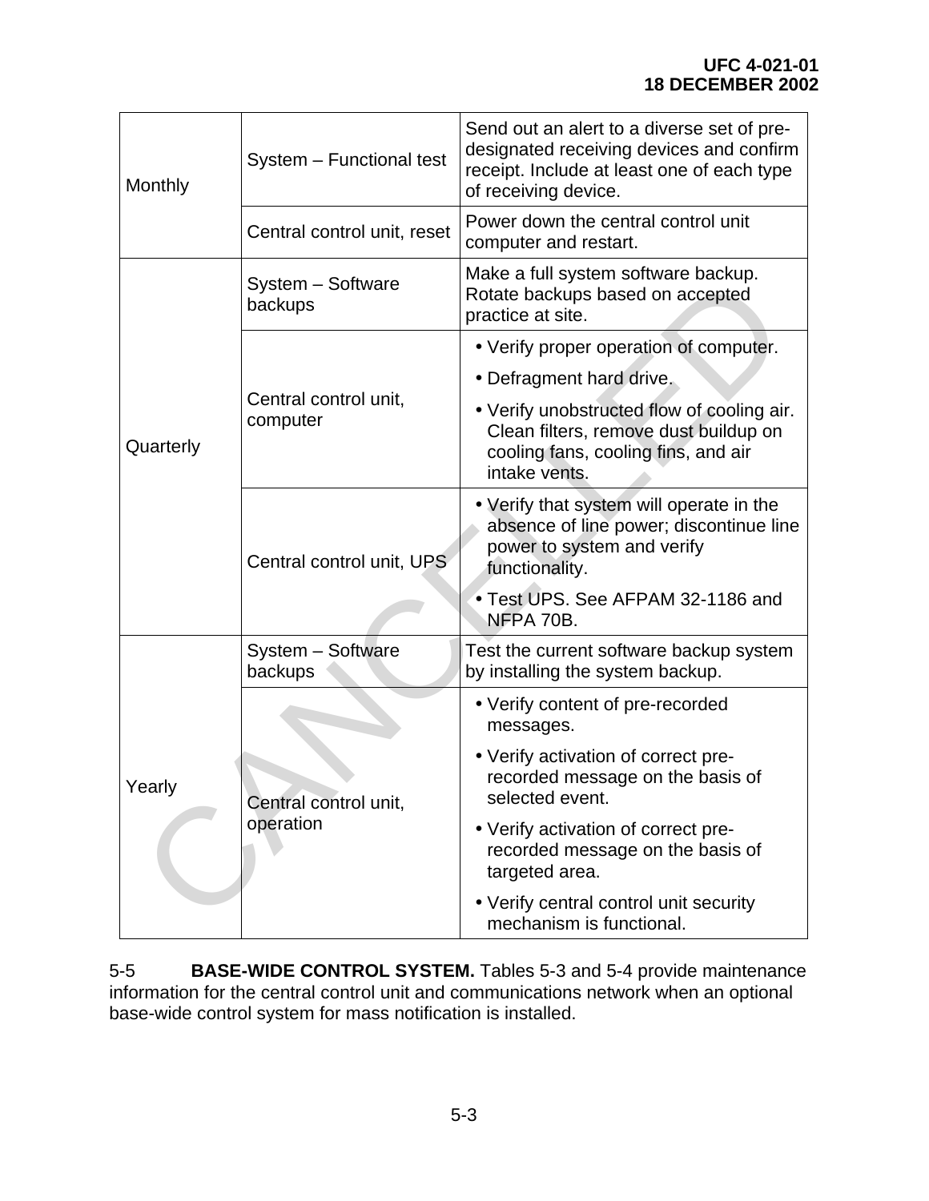| | | |
|---|---|---|
| Monthly | System – Functional test | Send out an alert to a diverse set of pre-designated receiving devices and confirm receipt. Include at least one of each type of receiving device. |
| | Central control unit, reset | Power down the central control unit computer and restart. |
| Quarterly | System – Software backups | Make a full system software backup. Rotate backups based on accepted practice at site. |
| | Central control unit, computer | • Verify proper operation of computer.<br>• Defragment hard drive.<br>• Verify unobstructed flow of cooling air. Clean filters, remove dust buildup on cooling fans, cooling fins, and air intake vents. |
| | Central control unit, UPS | • Verify that system will operate in the absence of line power; discontinue line power to system and verify functionality.<br>• Test UPS. See AFPAM 32-1186 and NFPA 70B. |
| Yearly | System – Software backups | Test the current software backup system by installing the system backup. |
| | Central control unit, operation | • Verify content of pre-recorded messages.<br>• Verify activation of correct pre-recorded message on the basis of selected event.<br>• Verify activation of correct pre-recorded message on the basis of targeted area.<br>• Verify central control unit security mechanism is functional. |

5-5 **BASE-WIDE CONTROL SYSTEM.** Tables 5-3 and 5-4 provide maintenance information for the central control unit and communications network when an optional base-wide control system for mass notification is installed.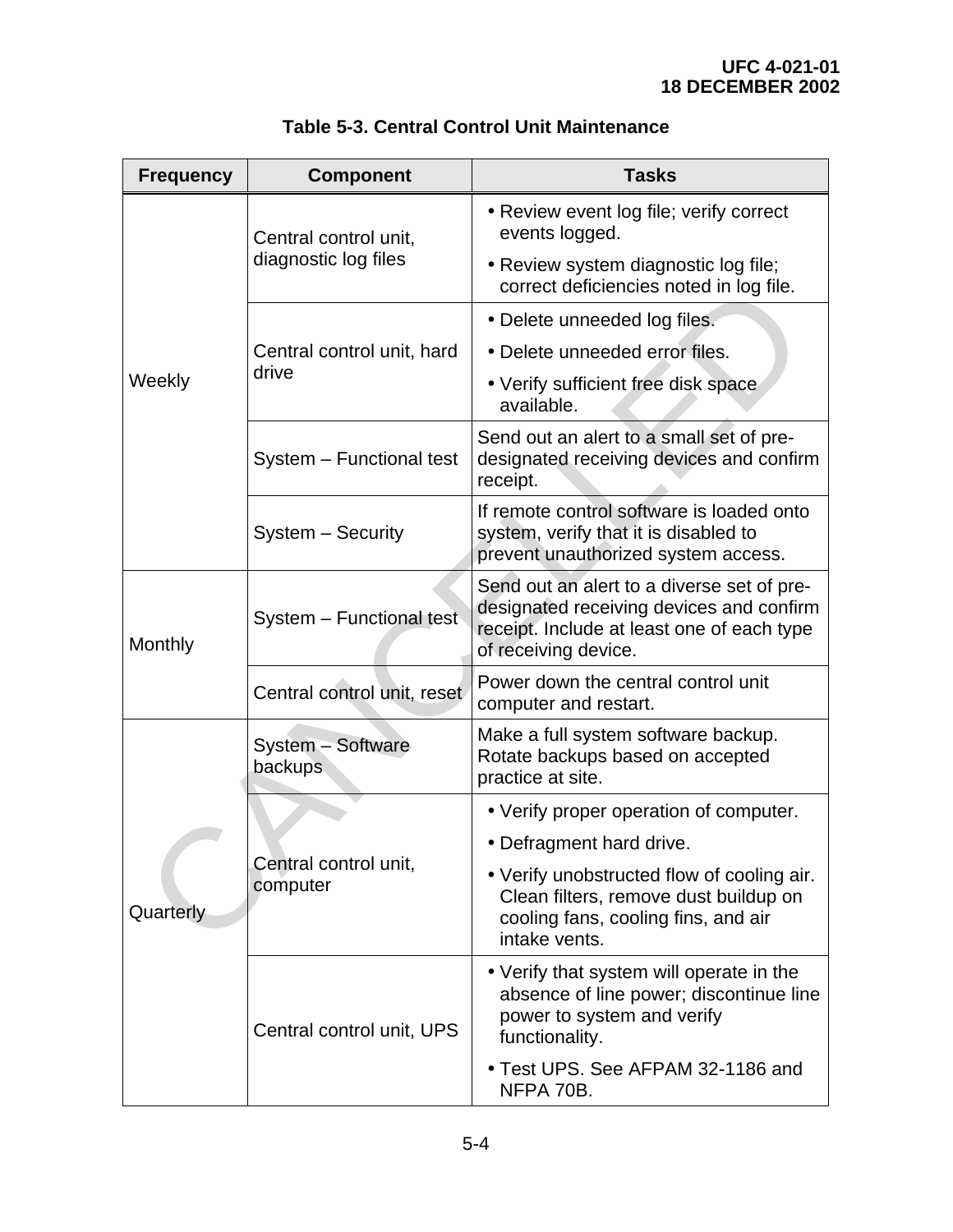**Table 5-3. Central Control Unit Maintenance**

| Frequency | Component | Tasks |
|---|---|---|
| Weekly | Central control unit, diagnostic log files | • Review event log file; verify correct events logged.<br>• Review system diagnostic log file; correct deficiencies noted in log file. |
| | Central control unit, hard drive | • Delete unneeded log files.<br>• Delete unneeded error files.<br>• Verify sufficient free disk space available. |
| | System – Functional test | Send out an alert to a small set of pre-designated receiving devices and confirm receipt. |
| | System – Security | If remote control software is loaded onto system, verify that it is disabled to prevent unauthorized system access. |
| Monthly | System – Functional test | Send out an alert to a diverse set of pre-designated receiving devices and confirm receipt. Include at least one of each type of receiving device. |
| | Central control unit, reset | Power down the central control unit computer and restart. |
| Quarterly | System – Software backups | Make a full system software backup. Rotate backups based on accepted practice at site. |
| | Central control unit, computer | • Verify proper operation of computer.<br>• Defragment hard drive.<br>• Verify unobstructed flow of cooling air. Clean filters, remove dust buildup on cooling fans, cooling fins, and air intake vents. |
| | Central control unit, UPS | • Verify that system will operate in the absence of line power; discontinue line power to system and verify functionality.<br>• Test UPS. See AFPAM 32-1186 and NFPA 70B. |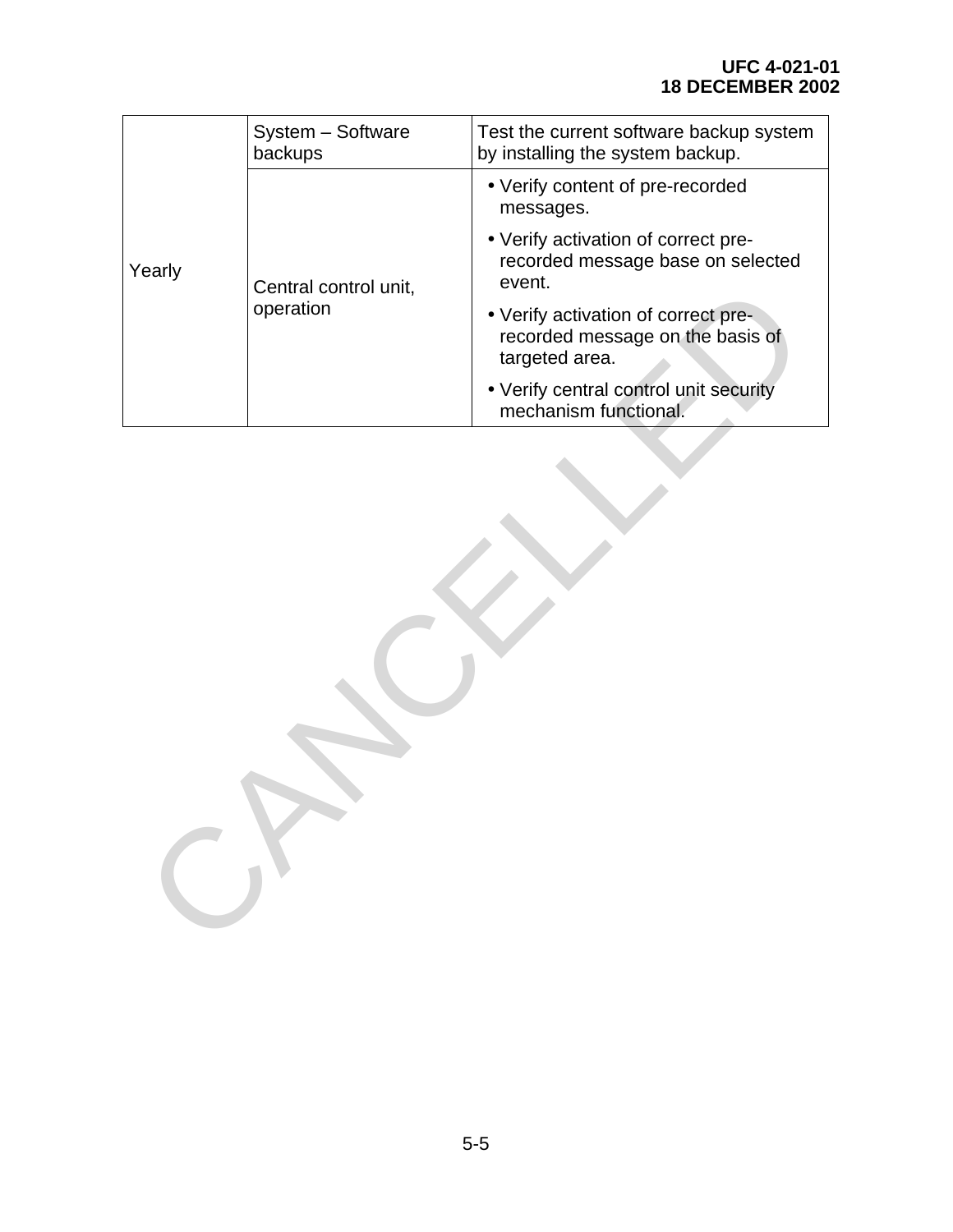| | | |
|---|---|---|
| Yearly | System – Software backups | Test the current software backup system by installing the system backup. |
| | Central control unit, operation | • Verify content of pre-recorded messages.<br>• Verify activation of correct pre-recorded message base on selected event.<br>• Verify activation of correct pre-recorded message on the basis of targeted area.<br>• Verify central control unit security mechanism functional. |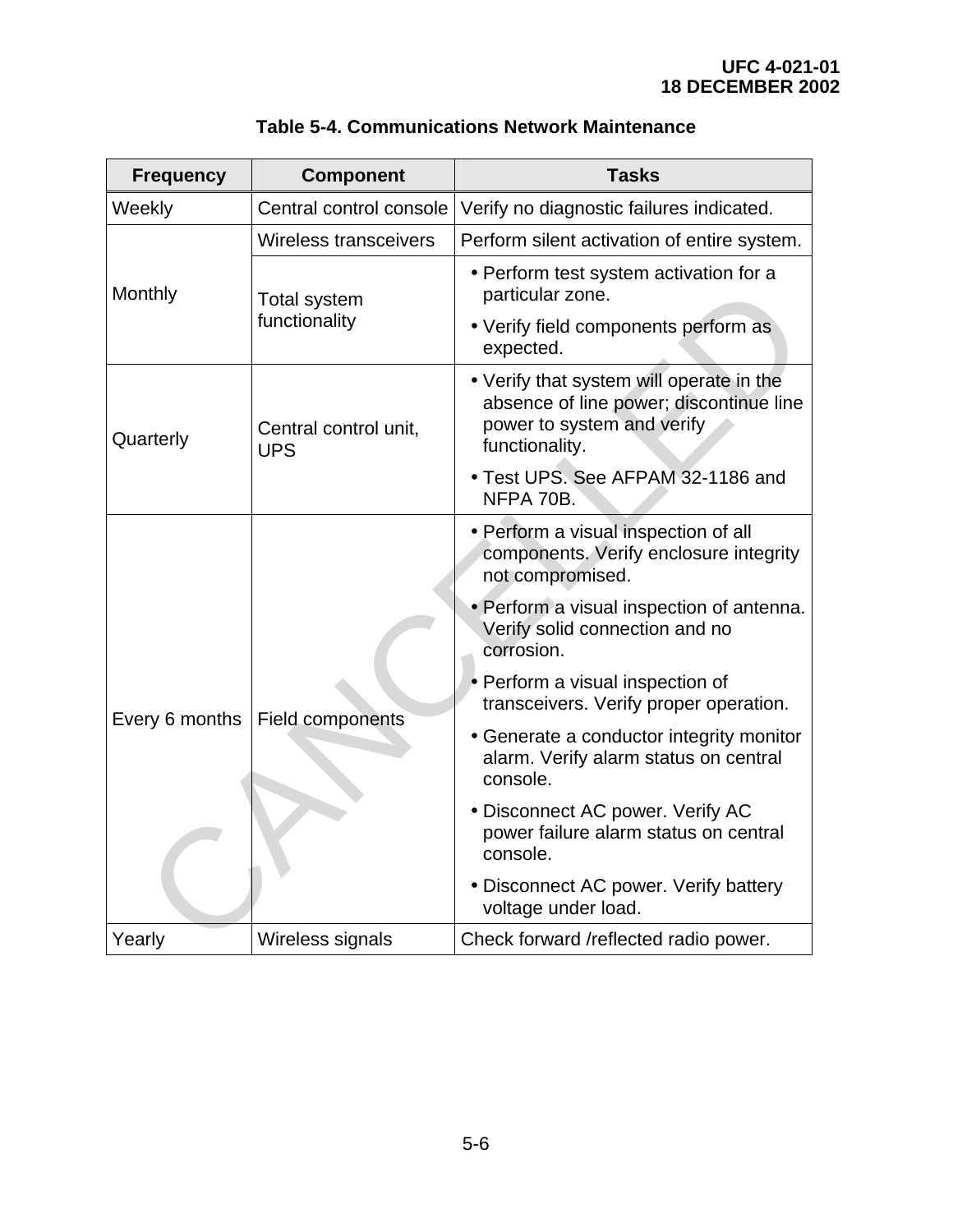**Table 5-4. Communications Network Maintenance**

| Frequency | Component | Tasks |
|---|---|---|
| Weekly | Central control console | Verify no diagnostic failures indicated. |
| Monthly | Wireless transceivers | Perform silent activation of entire system. |
| | Total system functionality | • Perform test system activation for a particular zone.<br>• Verify field components perform as expected. |
| Quarterly | Central control unit, UPS | • Verify that system will operate in the absence of line power; discontinue line power to system and verify functionality.<br>• Test UPS. See AFPAM 32-1186 and NFPA 70B. |
| Every 6 months | Field components | • Perform a visual inspection of all components. Verify enclosure integrity not compromised.<br>• Perform a visual inspection of antenna. Verify solid connection and no corrosion.<br>• Perform a visual inspection of transceivers. Verify proper operation.<br>• Generate a conductor integrity monitor alarm. Verify alarm status on central console.<br>• Disconnect AC power. Verify AC power failure alarm status on central console.<br>• Disconnect AC power. Verify battery voltage under load. |
| Yearly | Wireless signals | Check forward /reflected radio power. |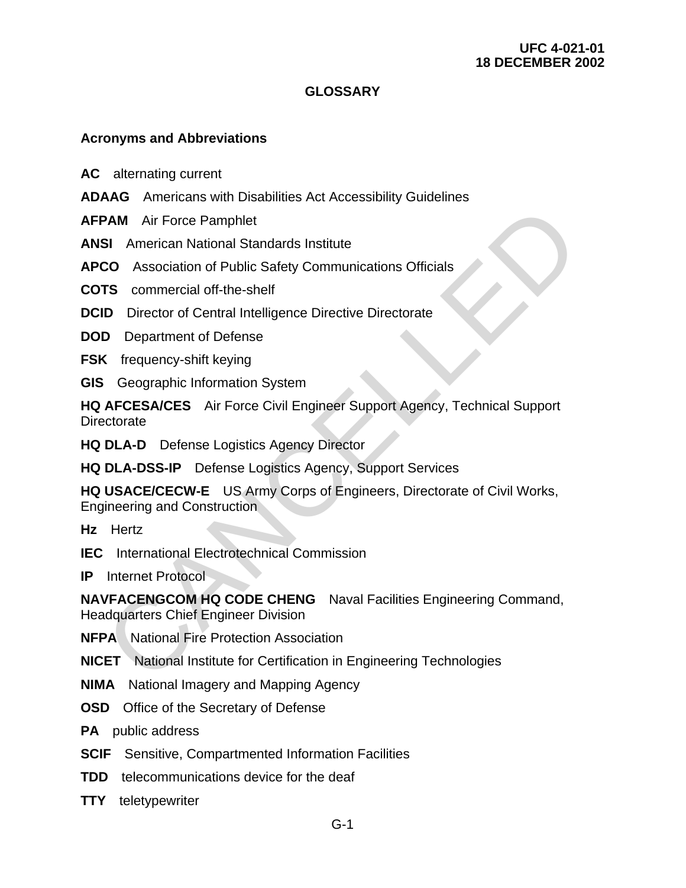# GLOSSARY

## Acronyms and Abbreviations

**AC** alternating current

**ADAAG** Americans with Disabilities Act Accessibility Guidelines

**AFPAM** Air Force Pamphlet

**ANSI** American National Standards Institute

**APCO** Association of Public Safety Communications Officials

**COTS** commercial off-the-shelf

**DCID** Director of Central Intelligence Directive Directorate

**DOD** Department of Defense

**FSK** frequency-shift keying

**GIS** Geographic Information System

**HQ AFCESA/CES** Air Force Civil Engineer Support Agency, Technical Support Directorate

**HQ DLA-D** Defense Logistics Agency Director

**HQ DLA-DSS-IP** Defense Logistics Agency, Support Services

**HQ USACE/CECW-E** US Army Corps of Engineers, Directorate of Civil Works, Engineering and Construction

**Hz** Hertz

**IEC** International Electrotechnical Commission

**IP** Internet Protocol

**NAVFACENGCOM HQ CODE CHENG** Naval Facilities Engineering Command, Headquarters Chief Engineer Division

**NFPA** National Fire Protection Association

**NICET** National Institute for Certification in Engineering Technologies

**NIMA** National Imagery and Mapping Agency

**OSD** Office of the Secretary of Defense

**PA** public address

**SCIF** Sensitive, Compartmented Information Facilities

**TDD** telecommunications device for the deaf

**TTY** teletypewriter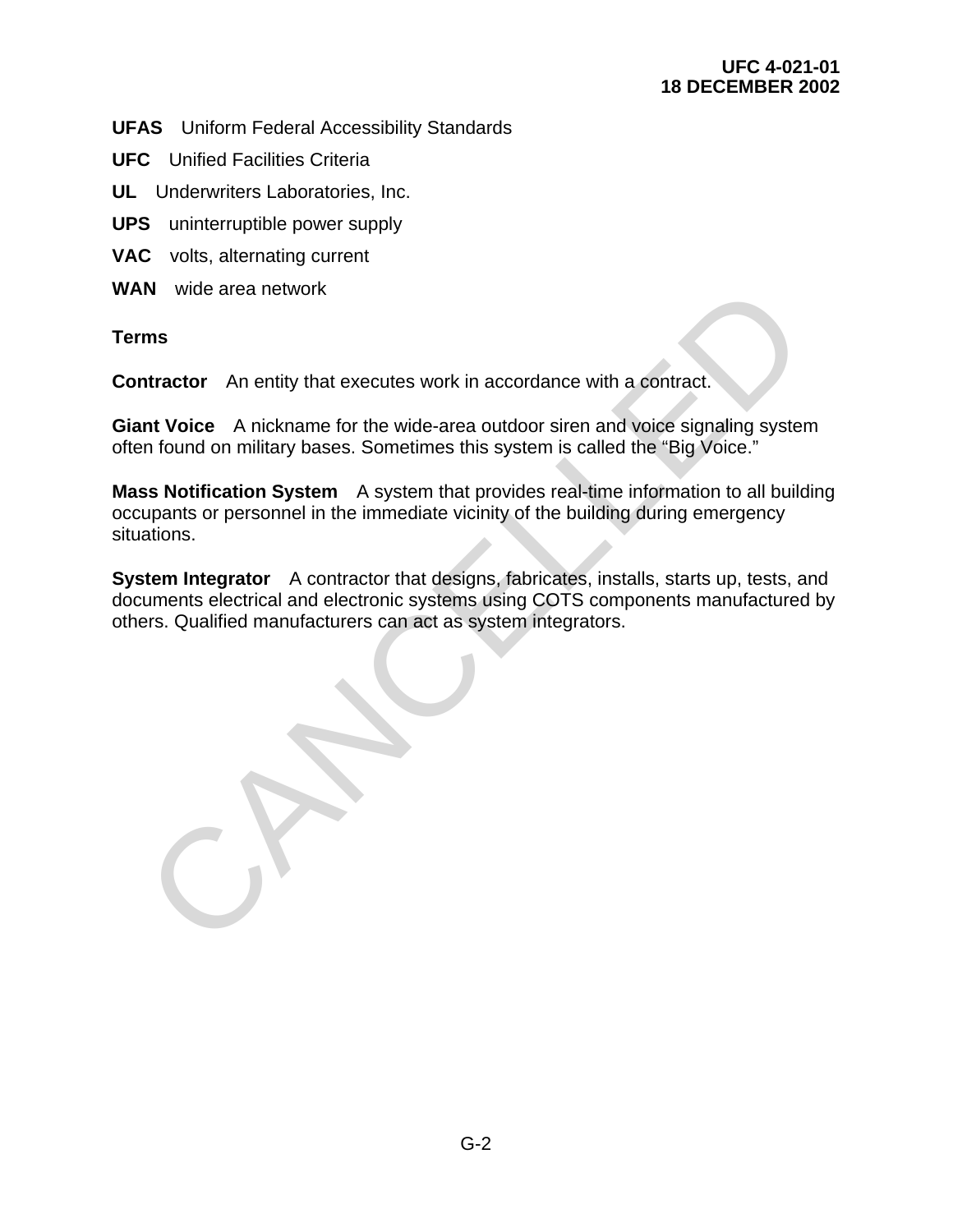**UFAS** Uniform Federal Accessibility Standards

**UFC** Unified Facilities Criteria

**UL** Underwriters Laboratories, Inc.

**UPS** uninterruptible power supply

**VAC** volts, alternating current

**WAN** wide area network

**Terms**

**Contractor** An entity that executes work in accordance with a contract.

**Giant Voice** A nickname for the wide-area outdoor siren and voice signaling system often found on military bases. Sometimes this system is called the "Big Voice."

**Mass Notification System** A system that provides real-time information to all building occupants or personnel in the immediate vicinity of the building during emergency situations.

**System Integrator** A contractor that designs, fabricates, installs, starts up, tests, and documents electrical and electronic systems using COTS components manufactured by others. Qualified manufacturers can act as system integrators.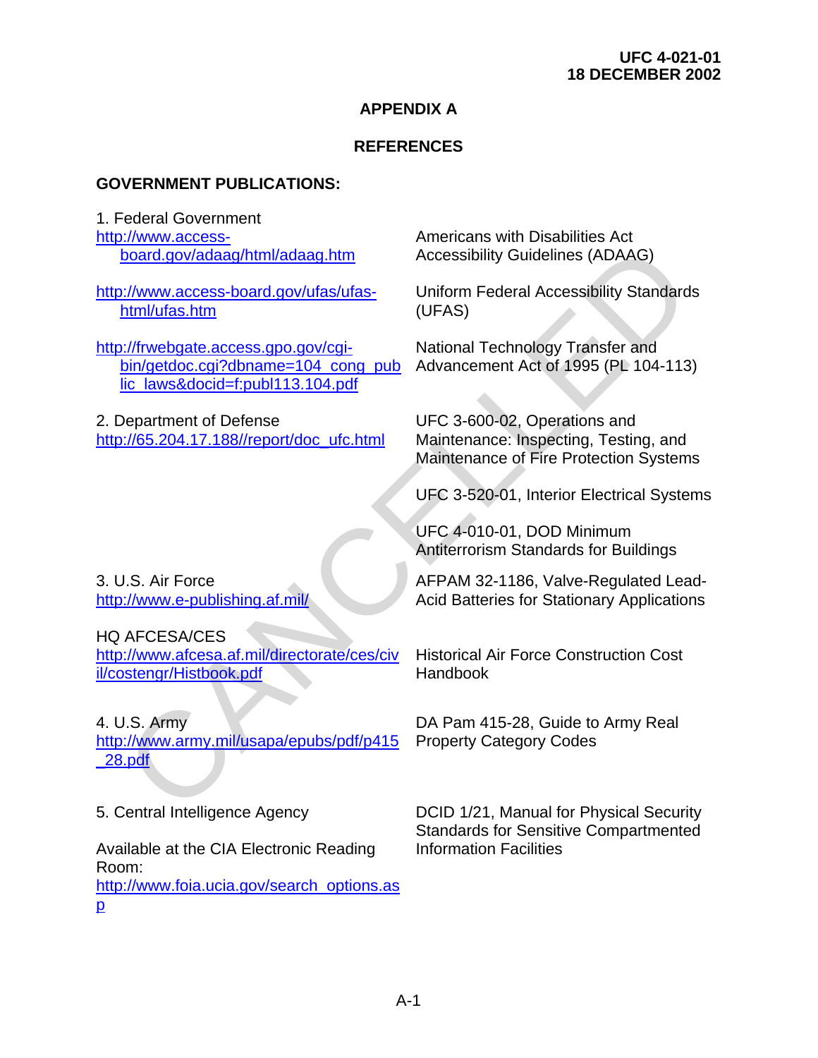# APPENDIX A

## REFERENCES

### GOVERNMENT PUBLICATIONS:

1. Federal Government

| | |
|---|---|
| http://www.access-board.gov/adaag/html/adaag.htm | Americans with Disabilities Act Accessibility Guidelines (ADAAG) |
| http://www.access-board.gov/ufas/ufas-html/ufas.htm | Uniform Federal Accessibility Standards (UFAS) |
| http://frwebgate.access.gpo.gov/cgi-bin/getdoc.cgi?dbname=104_cong_public_laws&docid=f:publ113.104.pdf | National Technology Transfer and Advancement Act of 1995 (PL 104-113) |

2. Department of Defense

| | |
|---|---|
| http://65.204.17.188//report/doc_ufc.html | UFC 3-600-02, Operations and Maintenance: Inspecting, Testing, and Maintenance of Fire Protection Systems |
| | UFC 3-520-01, Interior Electrical Systems |
| | UFC 4-010-01, DOD Minimum Antiterrorism Standards for Buildings |

3. U.S. Air Force

| | |
|---|---|
| http://www.e-publishing.af.mil/ | AFPAM 32-1186, Valve-Regulated Lead-Acid Batteries for Stationary Applications |
| HQ AFCESA/CES http://www.afcesa.af.mil/directorate/ces/civil/costengr/Histbook.pdf | Historical Air Force Construction Cost Handbook |

4. U.S. Army

| | |
|---|---|
| http://www.army.mil/usapa/epubs/pdf/p415_28.pdf | DA Pam 415-28, Guide to Army Real Property Category Codes |

5. Central Intelligence Agency

| | |
|---|---|
| Available at the CIA Electronic Reading Room: http://www.foia.ucia.gov/search_options.asp | DCID 1/21, Manual for Physical Security Standards for Sensitive Compartmented Information Facilities |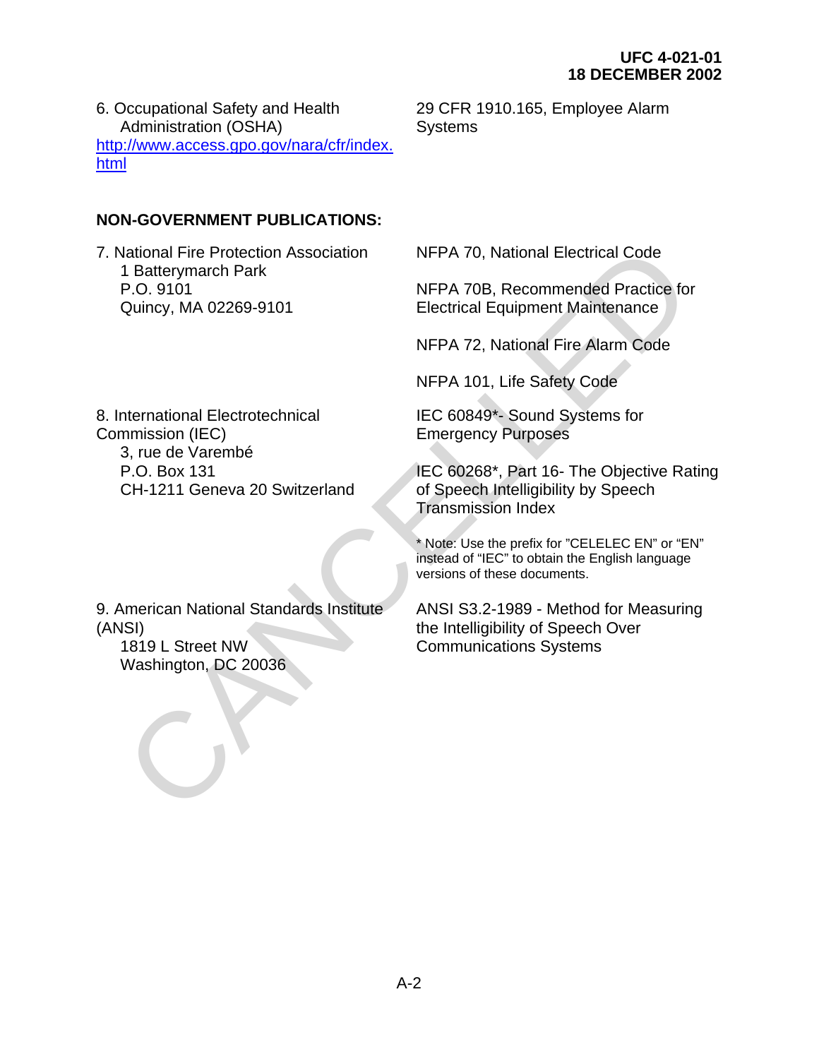6. Occupational Safety and Health Administration (OSHA)
[http://www.access.gpo.gov/nara/cfr/index.html](http://www.access.gpo.gov/nara/cfr/index.html)

29 CFR 1910.165, Employee Alarm Systems

**NON-GOVERNMENT PUBLICATIONS:**

7. National Fire Protection Association
   1 Batterymarch Park
   P.O. 9101
   Quincy, MA 02269-9101

NFPA 70, National Electrical Code

NFPA 70B, Recommended Practice for Electrical Equipment Maintenance

NFPA 72, National Fire Alarm Code

NFPA 101, Life Safety Code

8. International Electrotechnical Commission (IEC)
   3, rue de Varembé
   P.O. Box 131
   CH-1211 Geneva 20 Switzerland

IEC 60849*- Sound Systems for Emergency Purposes

IEC 60268*, Part 16- The Objective Rating of Speech Intelligibility by Speech Transmission Index

* Note: Use the prefix for "CELELEC EN" or "EN" instead of "IEC" to obtain the English language versions of these documents.

9. American National Standards Institute (ANSI)
   1819 L Street NW
   Washington, DC 20036

ANSI S3.2-1989 - Method for Measuring the Intelligibility of Speech Over Communications Systems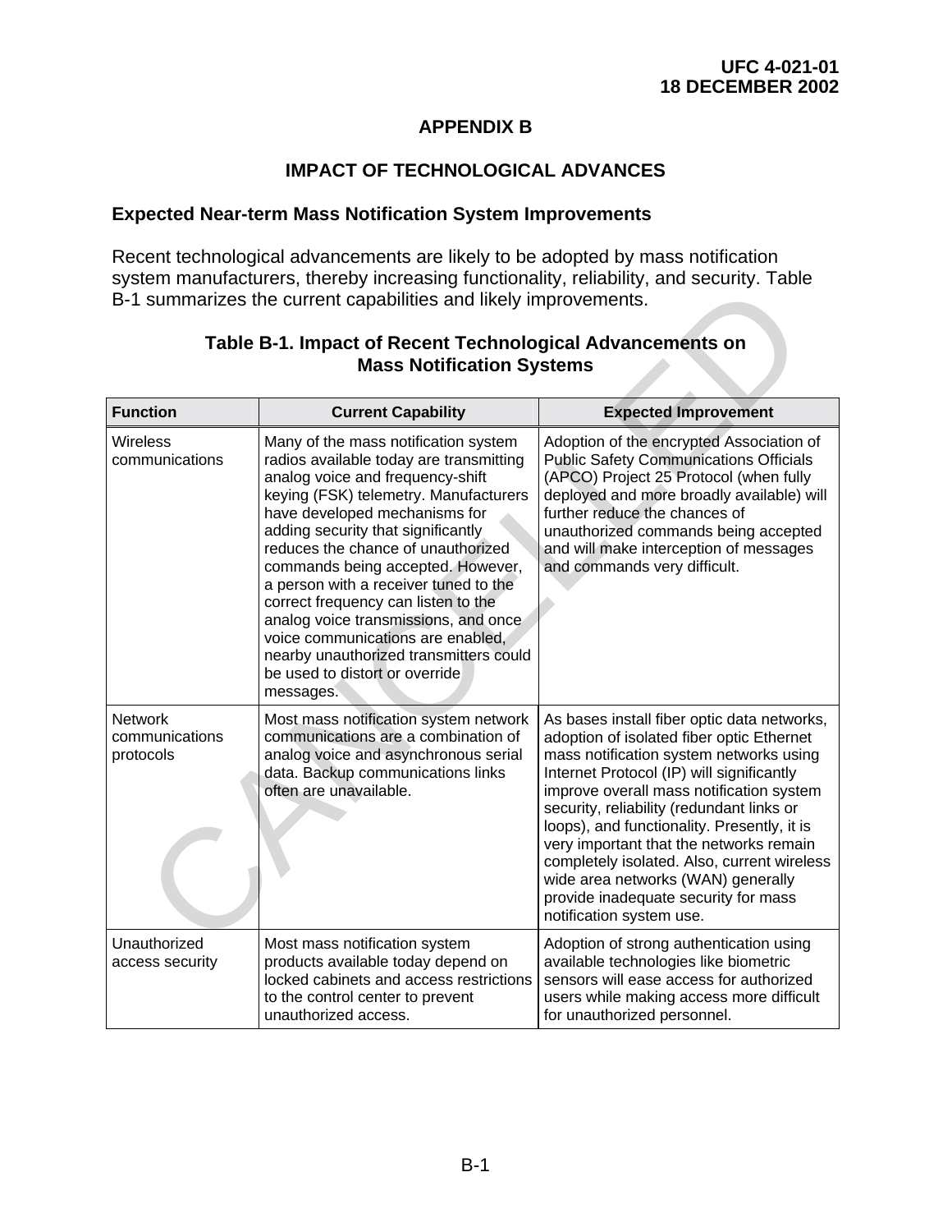# APPENDIX B

## IMPACT OF TECHNOLOGICAL ADVANCES

### Expected Near-term Mass Notification System Improvements

Recent technological advancements are likely to be adopted by mass notification system manufacturers, thereby increasing functionality, reliability, and security. Table B-1 summarizes the current capabilities and likely improvements.

**Table B-1. Impact of Recent Technological Advancements on Mass Notification Systems**

| Function | Current Capability | Expected Improvement |
|---|---|---|
| Wireless communications | Many of the mass notification system radios available today are transmitting analog voice and frequency-shift keying (FSK) telemetry. Manufacturers have developed mechanisms for adding security that significantly reduces the chance of unauthorized commands being accepted. However, a person with a receiver tuned to the correct frequency can listen to the analog voice transmissions, and once voice communications are enabled, nearby unauthorized transmitters could be used to distort or override messages. | Adoption of the encrypted Association of Public Safety Communications Officials (APCO) Project 25 Protocol (when fully deployed and more broadly available) will further reduce the chances of unauthorized commands being accepted and will make interception of messages and commands very difficult. |
| Network communications protocols | Most mass notification system network communications are a combination of analog voice and asynchronous serial data. Backup communications links often are unavailable. | As bases install fiber optic data networks, adoption of isolated fiber optic Ethernet mass notification system networks using Internet Protocol (IP) will significantly improve overall mass notification system security, reliability (redundant links or loops), and functionality. Presently, it is very important that the networks remain completely isolated. Also, current wireless wide area networks (WAN) generally provide inadequate security for mass notification system use. |
| Unauthorized access security | Most mass notification system products available today depend on locked cabinets and access restrictions to the control center to prevent unauthorized access. | Adoption of strong authentication using available technologies like biometric sensors will ease access for authorized users while making access more difficult for unauthorized personnel. |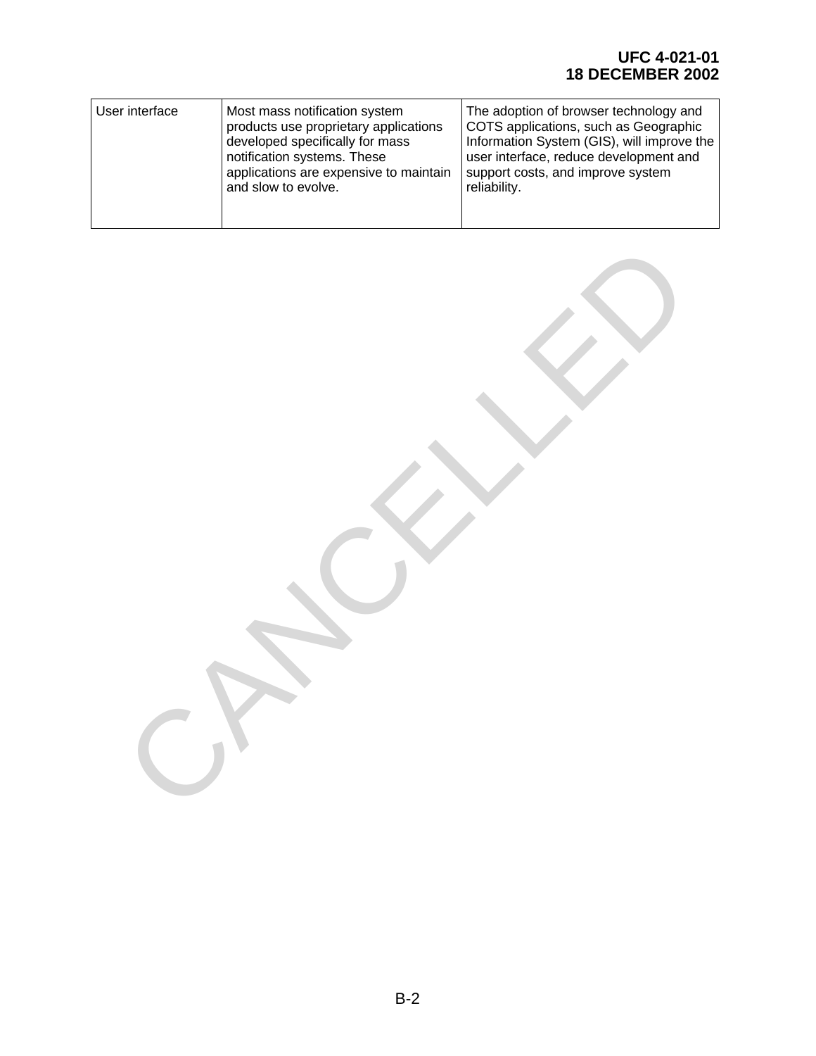| | | |
|---|---|---|
| User interface | Most mass notification system products use proprietary applications developed specifically for mass notification systems. These applications are expensive to maintain and slow to evolve. | The adoption of browser technology and COTS applications, such as Geographic Information System (GIS), will improve the user interface, reduce development and support costs, and improve system reliability. |